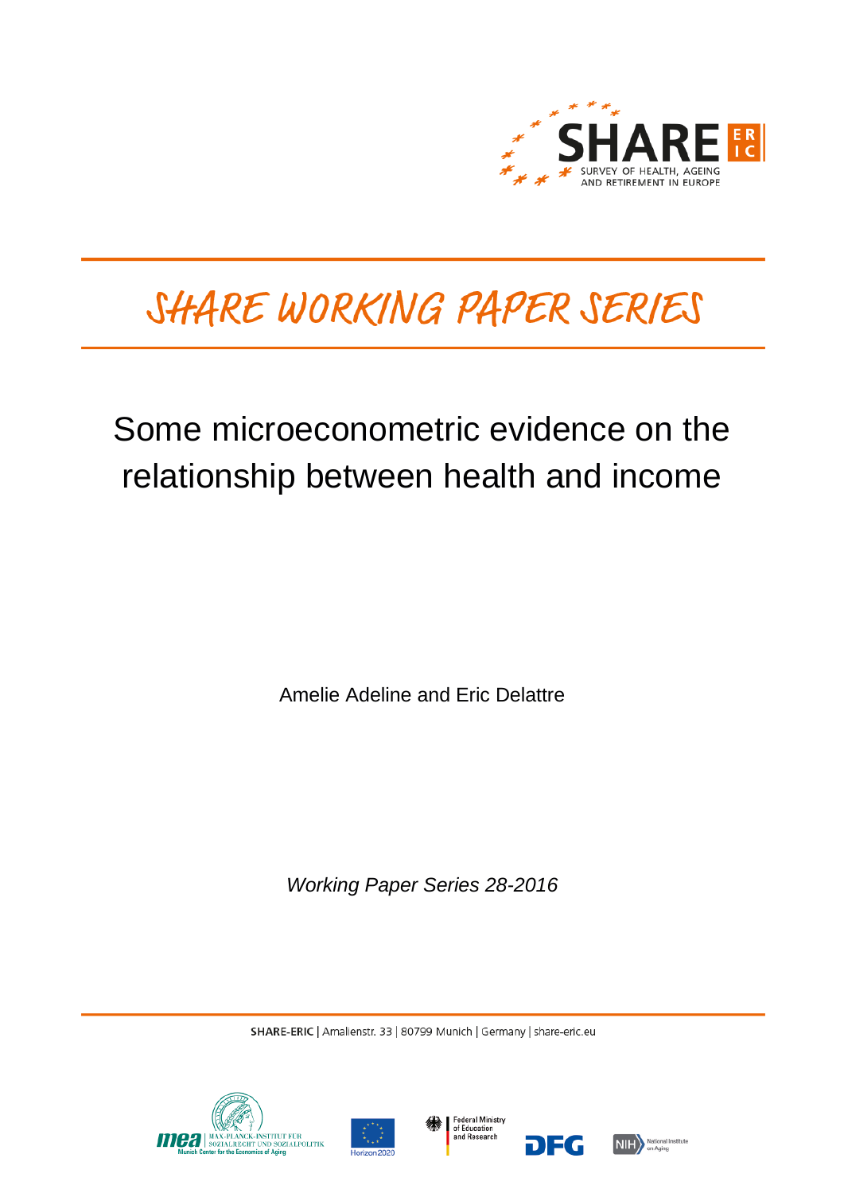SHARE SURVEY OF HEALTH, AGEING AND RETIREMENT IN EUROPE

# SHARE WORKING PAPER SERIES

# Some microeconometric evidence on the relationship between health and income

Amelie Adeline and Eric Delattre

*Working Paper Series 28-2016*

SHARE-ERIC | Amalienstr. 33 | 80799 Munich | Germany | share-eric.eu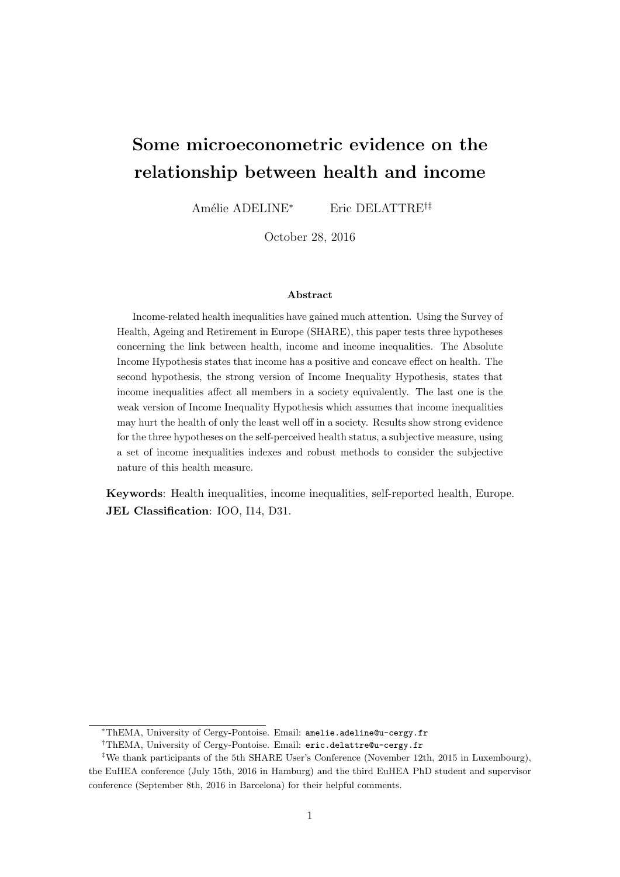# Some microeconometric evidence on the relationship between health and income

Amélie ADELINE[*] Eric DELATTRE[†‡]

October 28, 2016

### Abstract

Income-related health inequalities have gained much attention. Using the Survey of Health, Ageing and Retirement in Europe (SHARE), this paper tests three hypotheses concerning the link between health, income and income inequalities. The Absolute Income Hypothesis states that income has a positive and concave effect on health. The second hypothesis, the strong version of Income Inequality Hypothesis, states that income inequalities affect all members in a society equivalently. The last one is the weak version of Income Inequality Hypothesis which assumes that income inequalities may hurt the health of only the least well off in a society. Results show strong evidence for the three hypotheses on the self-perceived health status, a subjective measure, using a set of income inequalities indexes and robust methods to consider the subjective nature of this health measure.

**Keywords**: Health inequalities, income inequalities, self-reported health, Europe.
**JEL Classification**: IOO, I14, D31.

---

[*] ThEMA, University of Cergy-Pontoise. Email: `amelie.adeline@u-cergy.fr`

[†] ThEMA, University of Cergy-Pontoise. Email: `eric.delattre@u-cergy.fr`

[‡] We thank participants of the 5th SHARE User's Conference (November 12th, 2015 in Luxembourg), the EuHEA conference (July 15th, 2016 in Hamburg) and the third EuHEA PhD student and supervisor conference (September 8th, 2016 in Barcelona) for their helpful comments.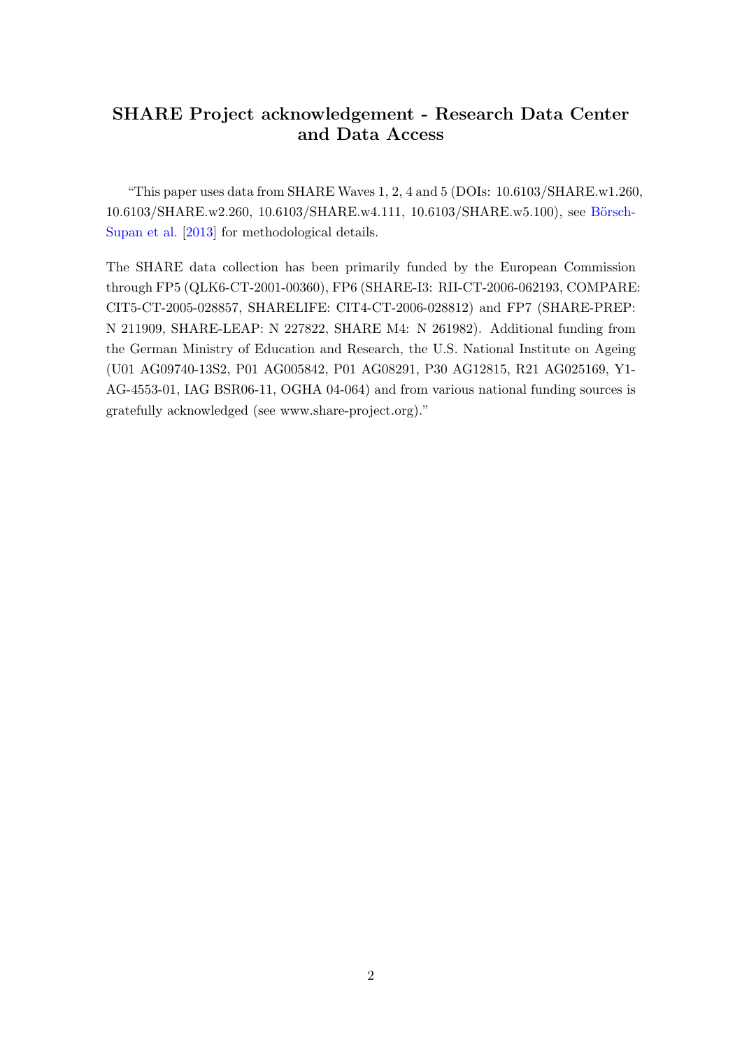## SHARE Project acknowledgement - Research Data Center and Data Access

"This paper uses data from SHARE Waves 1, 2, 4 and 5 (DOIs: 10.6103/SHARE.w1.260, 10.6103/SHARE.w2.260, 10.6103/SHARE.w4.111, 10.6103/SHARE.w5.100), see Börsch-Supan et al. [2013] for methodological details.

The SHARE data collection has been primarily funded by the European Commission through FP5 (QLK6-CT-2001-00360), FP6 (SHARE-I3: RII-CT-2006-062193, COMPARE: CIT5-CT-2005-028857, SHARELIFE: CIT4-CT-2006-028812) and FP7 (SHARE-PREP: N 211909, SHARE-LEAP: N 227822, SHARE M4: N 261982). Additional funding from the German Ministry of Education and Research, the U.S. National Institute on Ageing (U01 AG09740-13S2, P01 AG005842, P01 AG08291, P30 AG12815, R21 AG025169, Y1-AG-4553-01, IAG BSR06-11, OGHA 04-064) and from various national funding sources is gratefully acknowledged (see www.share-project.org)."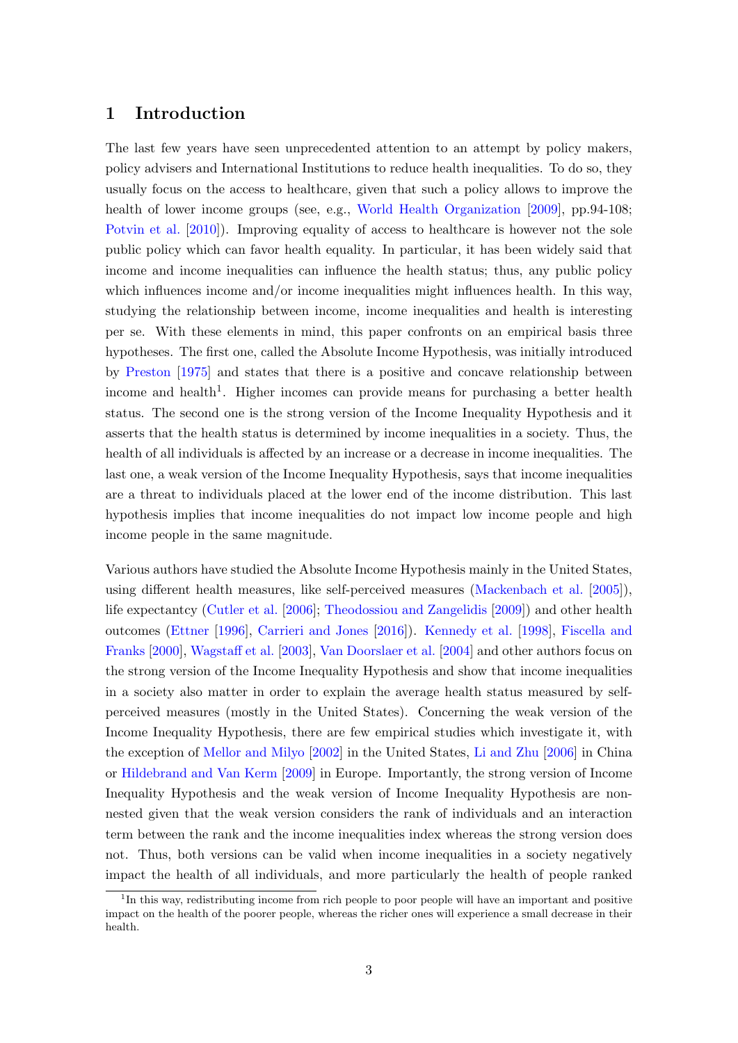## 1 Introduction

The last few years have seen unprecedented attention to an attempt by policy makers, policy advisers and International Institutions to reduce health inequalities. To do so, they usually focus on the access to healthcare, given that such a policy allows to improve the health of lower income groups (see, e.g., World Health Organization [2009], pp.94-108; Potvin et al. [2010]). Improving equality of access to healthcare is however not the sole public policy which can favor health equality. In particular, it has been widely said that income and income inequalities can influence the health status; thus, any public policy which influences income and/or income inequalities might influences health. In this way, studying the relationship between income, income inequalities and health is interesting per se. With these elements in mind, this paper confronts on an empirical basis three hypotheses. The first one, called the Absolute Income Hypothesis, was initially introduced by Preston [1975] and states that there is a positive and concave relationship between income and health[1]. Higher incomes can provide means for purchasing a better health status. The second one is the strong version of the Income Inequality Hypothesis and it asserts that the health status is determined by income inequalities in a society. Thus, the health of all individuals is affected by an increase or a decrease in income inequalities. The last one, a weak version of the Income Inequality Hypothesis, says that income inequalities are a threat to individuals placed at the lower end of the income distribution. This last hypothesis implies that income inequalities do not impact low income people and high income people in the same magnitude.

Various authors have studied the Absolute Income Hypothesis mainly in the United States, using different health measures, like self-perceived measures (Mackenbach et al. [2005]), life expectantcy (Cutler et al. [2006]; Theodossiou and Zangelidis [2009]) and other health outcomes (Ettner [1996], Carrieri and Jones [2016]). Kennedy et al. [1998], Fiscella and Franks [2000], Wagstaff et al. [2003], Van Doorslaer et al. [2004] and other authors focus on the strong version of the Income Inequality Hypothesis and show that income inequalities in a society also matter in order to explain the average health status measured by self-perceived measures (mostly in the United States). Concerning the weak version of the Income Inequality Hypothesis, there are few empirical studies which investigate it, with the exception of Mellor and Milyo [2002] in the United States, Li and Zhu [2006] in China or Hildebrand and Van Kerm [2009] in Europe. Importantly, the strong version of Income Inequality Hypothesis and the weak version of Income Inequality Hypothesis are non-nested given that the weak version considers the rank of individuals and an interaction term between the rank and the income inequalities index whereas the strong version does not. Thus, both versions can be valid when income inequalities in a society negatively impact the health of all individuals, and more particularly the health of people ranked

[1] In this way, redistributing income from rich people to poor people will have an important and positive impact on the health of the poorer people, whereas the richer ones will experience a small decrease in their health.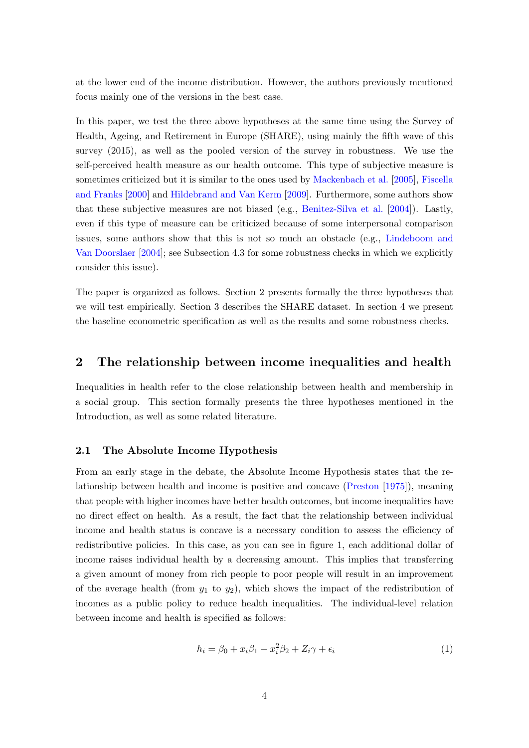at the lower end of the income distribution. However, the authors previously mentioned focus mainly one of the versions in the best case.

In this paper, we test the three above hypotheses at the same time using the Survey of Health, Ageing, and Retirement in Europe (SHARE), using mainly the fifth wave of this survey (2015), as well as the pooled version of the survey in robustness. We use the self-perceived health measure as our health outcome. This type of subjective measure is sometimes criticized but it is similar to the ones used by Mackenbach et al. [2005], Fiscella and Franks [2000] and Hildebrand and Van Kerm [2009]. Furthermore, some authors show that these subjective measures are not biased (e.g., Benitez-Silva et al. [2004]). Lastly, even if this type of measure can be criticized because of some interpersonal comparison issues, some authors show that this is not so much an obstacle (e.g., Lindeboom and Van Doorslaer [2004]; see Subsection 4.3 for some robustness checks in which we explicitly consider this issue).

The paper is organized as follows. Section 2 presents formally the three hypotheses that we will test empirically. Section 3 describes the SHARE dataset. In section 4 we present the baseline econometric specification as well as the results and some robustness checks.

## 2 The relationship between income inequalities and health

Inequalities in health refer to the close relationship between health and membership in a social group. This section formally presents the three hypotheses mentioned in the Introduction, as well as some related literature.

### 2.1 The Absolute Income Hypothesis

From an early stage in the debate, the Absolute Income Hypothesis states that the relationship between health and income is positive and concave (Preston [1975]), meaning that people with higher incomes have better health outcomes, but income inequalities have no direct effect on health. As a result, the fact that the relationship between individual income and health status is concave is a necessary condition to assess the efficiency of redistributive policies. In this case, as you can see in figure 1, each additional dollar of income raises individual health by a decreasing amount. This implies that transferring a given amount of money from rich people to poor people will result in an improvement of the average health (from $y_1$ to $y_2$), which shows the impact of the redistribution of incomes as a public policy to reduce health inequalities. The individual-level relation between income and health is specified as follows:

$$h_i = \beta_0 + x_i\beta_1 + x_i^2\beta_2 + Z_i\gamma + \epsilon_i \tag{1}$$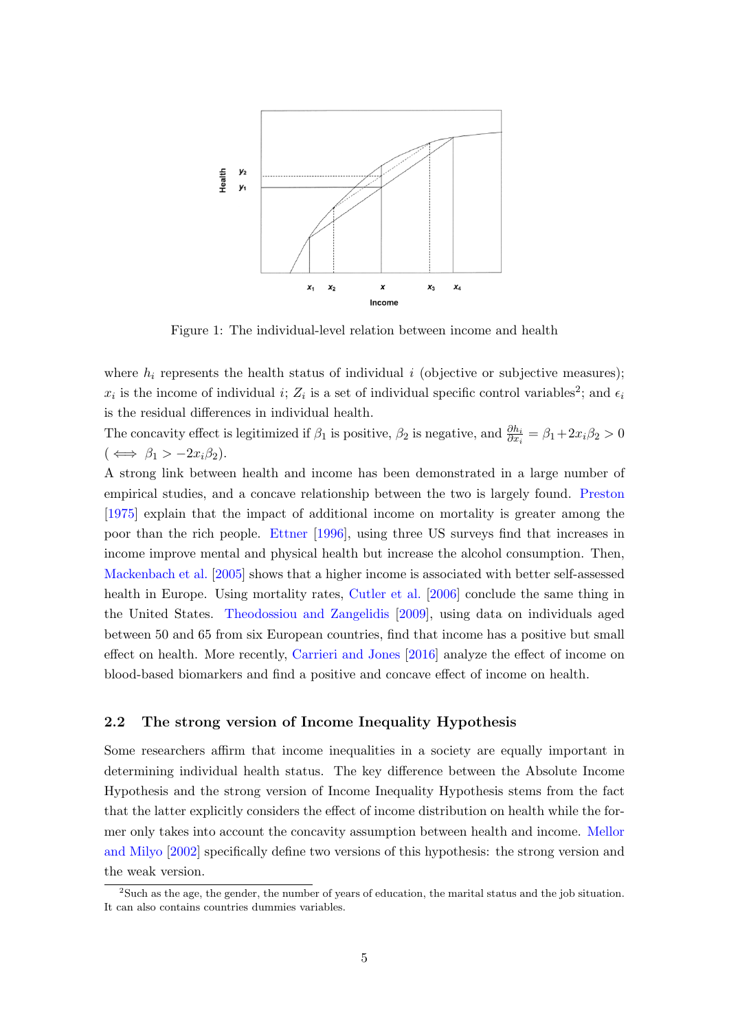Figure 1: The individual-level relation between income and health

where $h_i$ represents the health status of individual $i$ (objective or subjective measures); $x_i$ is the income of individual $i$; $Z_i$ is a set of individual specific control variables[2]; and $\epsilon_i$ is the residual differences in individual health.

The concavity effect is legitimized if $\beta_1$ is positive, $\beta_2$ is negative, and $\frac{\partial h_i}{\partial x_i} = \beta_1 + 2x_i\beta_2 > 0$ ($\iff \beta_1 > -2x_i\beta_2$).

A strong link between health and income has been demonstrated in a large number of empirical studies, and a concave relationship between the two is largely found. Preston [1975] explain that the impact of additional income on mortality is greater among the poor than the rich people. Ettner [1996], using three US surveys find that increases in income improve mental and physical health but increase the alcohol consumption. Then, Mackenbach et al. [2005] shows that a higher income is associated with better self-assessed health in Europe. Using mortality rates, Cutler et al. [2006] conclude the same thing in the United States. Theodossiou and Zangelidis [2009], using data on individuals aged between 50 and 65 from six European countries, find that income has a positive but small effect on health. More recently, Carrieri and Jones [2016] analyze the effect of income on blood-based biomarkers and find a positive and concave effect of income on health.

## 2.2 The strong version of Income Inequality Hypothesis

Some researchers affirm that income inequalities in a society are equally important in determining individual health status. The key difference between the Absolute Income Hypothesis and the strong version of Income Inequality Hypothesis stems from the fact that the latter explicitly considers the effect of income distribution on health while the former only takes into account the concavity assumption between health and income. Mellor and Milyo [2002] specifically define two versions of this hypothesis: the strong version and the weak version.

[2]Such as the age, the gender, the number of years of education, the marital status and the job situation. It can also contains countries dummies variables.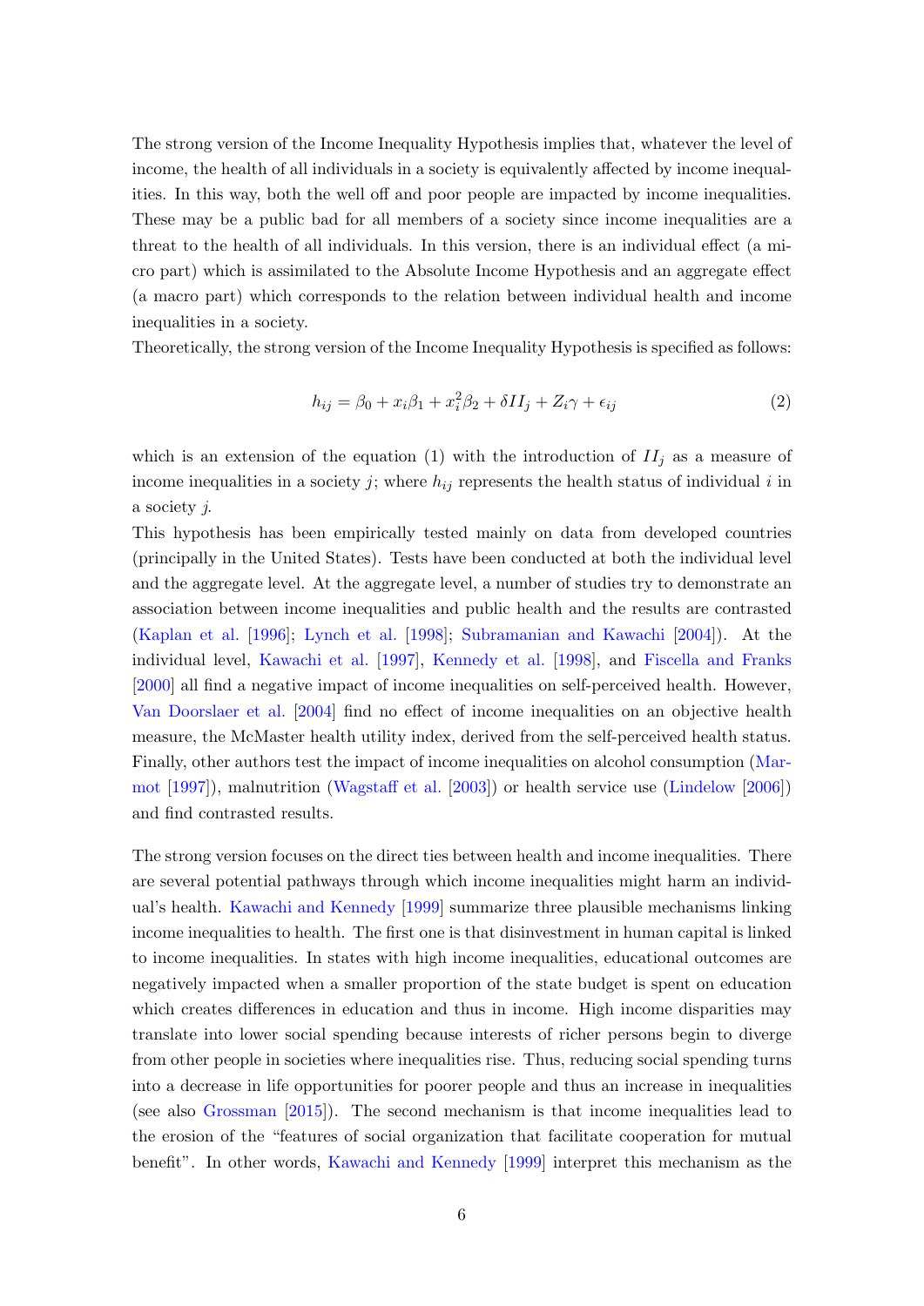The strong version of the Income Inequality Hypothesis implies that, whatever the level of income, the health of all individuals in a society is equivalently affected by income inequalities. In this way, both the well off and poor people are impacted by income inequalities. These may be a public bad for all members of a society since income inequalities are a threat to the health of all individuals. In this version, there is an individual effect (a micro part) which is assimilated to the Absolute Income Hypothesis and an aggregate effect (a macro part) which corresponds to the relation between individual health and income inequalities in a society.

Theoretically, the strong version of the Income Inequality Hypothesis is specified as follows:

$$h_{ij} = \beta_0 + x_i\beta_1 + x_i^2\beta_2 + \delta II_j + Z_i\gamma + \epsilon_{ij} \tag{2}$$

which is an extension of the equation (1) with the introduction of $II_j$ as a measure of income inequalities in a society $j$; where $h_{ij}$ represents the health status of individual $i$ in a society $j$.

This hypothesis has been empirically tested mainly on data from developed countries (principally in the United States). Tests have been conducted at both the individual level and the aggregate level. At the aggregate level, a number of studies try to demonstrate an association between income inequalities and public health and the results are contrasted (Kaplan et al. [1996]; Lynch et al. [1998]; Subramanian and Kawachi [2004]). At the individual level, Kawachi et al. [1997], Kennedy et al. [1998], and Fiscella and Franks [2000] all find a negative impact of income inequalities on self-perceived health. However, Van Doorslaer et al. [2004] find no effect of income inequalities on an objective health measure, the McMaster health utility index, derived from the self-perceived health status. Finally, other authors test the impact of income inequalities on alcohol consumption (Marmot [1997]), malnutrition (Wagstaff et al. [2003]) or health service use (Lindelow [2006]) and find contrasted results.

The strong version focuses on the direct ties between health and income inequalities. There are several potential pathways through which income inequalities might harm an individual's health. Kawachi and Kennedy [1999] summarize three plausible mechanisms linking income inequalities to health. The first one is that disinvestment in human capital is linked to income inequalities. In states with high income inequalities, educational outcomes are negatively impacted when a smaller proportion of the state budget is spent on education which creates differences in education and thus in income. High income disparities may translate into lower social spending because interests of richer persons begin to diverge from other people in societies where inequalities rise. Thus, reducing social spending turns into a decrease in life opportunities for poorer people and thus an increase in inequalities (see also Grossman [2015]). The second mechanism is that income inequalities lead to the erosion of the "features of social organization that facilitate cooperation for mutual benefit". In other words, Kawachi and Kennedy [1999] interpret this mechanism as the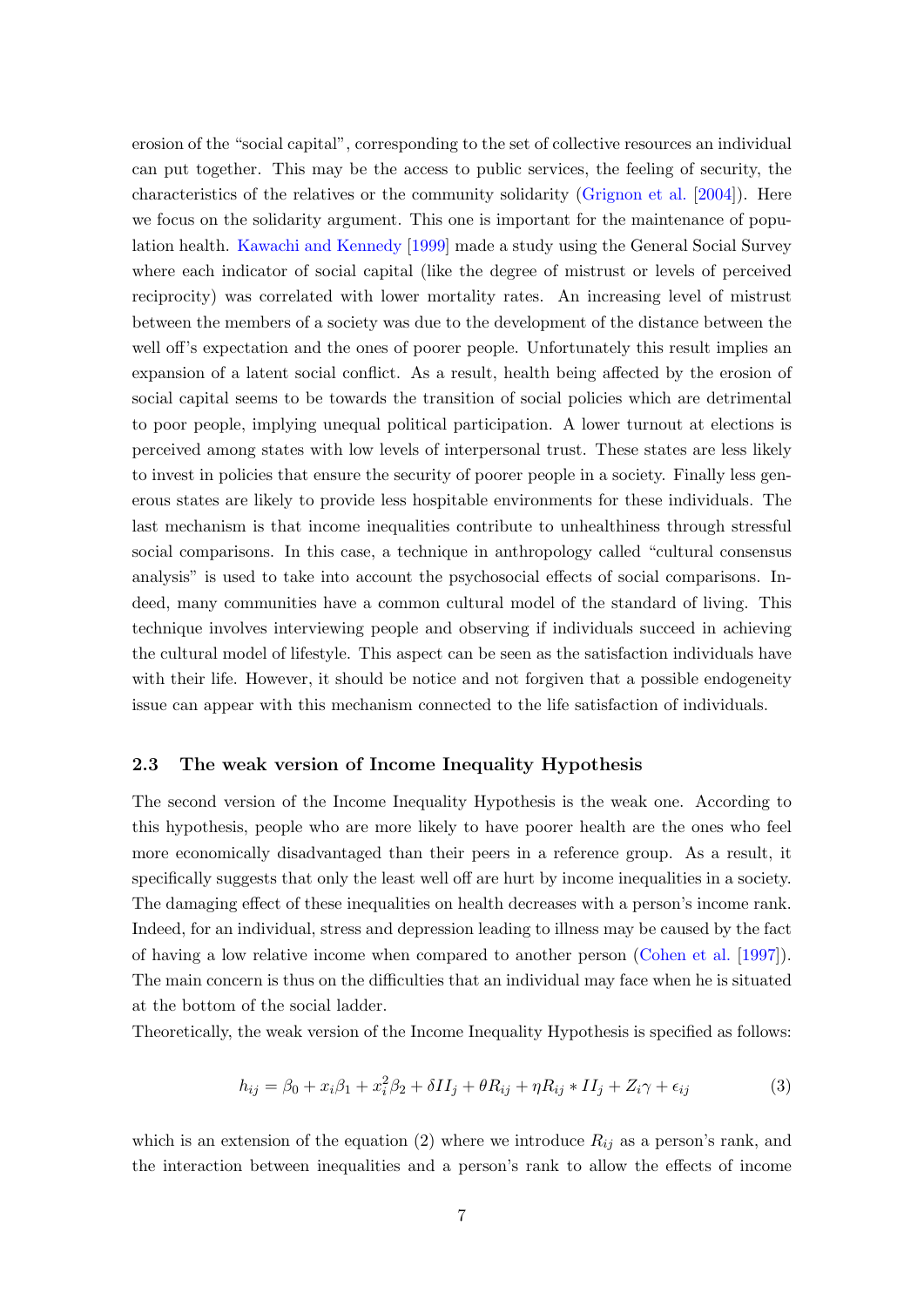erosion of the "social capital", corresponding to the set of collective resources an individual can put together. This may be the access to public services, the feeling of security, the characteristics of the relatives or the community solidarity (Grignon et al. [2004]). Here we focus on the solidarity argument. This one is important for the maintenance of population health. Kawachi and Kennedy [1999] made a study using the General Social Survey where each indicator of social capital (like the degree of mistrust or levels of perceived reciprocity) was correlated with lower mortality rates. An increasing level of mistrust between the members of a society was due to the development of the distance between the well off's expectation and the ones of poorer people. Unfortunately this result implies an expansion of a latent social conflict. As a result, health being affected by the erosion of social capital seems to be towards the transition of social policies which are detrimental to poor people, implying unequal political participation. A lower turnout at elections is perceived among states with low levels of interpersonal trust. These states are less likely to invest in policies that ensure the security of poorer people in a society. Finally less generous states are likely to provide less hospitable environments for these individuals. The last mechanism is that income inequalities contribute to unhealthiness through stressful social comparisons. In this case, a technique in anthropology called "cultural consensus analysis" is used to take into account the psychosocial effects of social comparisons. Indeed, many communities have a common cultural model of the standard of living. This technique involves interviewing people and observing if individuals succeed in achieving the cultural model of lifestyle. This aspect can be seen as the satisfaction individuals have with their life. However, it should be notice and not forgiven that a possible endogeneity issue can appear with this mechanism connected to the life satisfaction of individuals.

### 2.3 The weak version of Income Inequality Hypothesis

The second version of the Income Inequality Hypothesis is the weak one. According to this hypothesis, people who are more likely to have poorer health are the ones who feel more economically disadvantaged than their peers in a reference group. As a result, it specifically suggests that only the least well off are hurt by income inequalities in a society. The damaging effect of these inequalities on health decreases with a person's income rank. Indeed, for an individual, stress and depression leading to illness may be caused by the fact of having a low relative income when compared to another person (Cohen et al. [1997]). The main concern is thus on the difficulties that an individual may face when he is situated at the bottom of the social ladder.

Theoretically, the weak version of the Income Inequality Hypothesis is specified as follows:

$$h_{ij} = \beta_0 + x_i\beta_1 + x_i^2\beta_2 + \delta II_j + \theta R_{ij} + \eta R_{ij} * II_j + Z_i\gamma + \epsilon_{ij} \tag{3}$$

which is an extension of the equation (2) where we introduce $R_{ij}$ as a person's rank, and the interaction between inequalities and a person's rank to allow the effects of income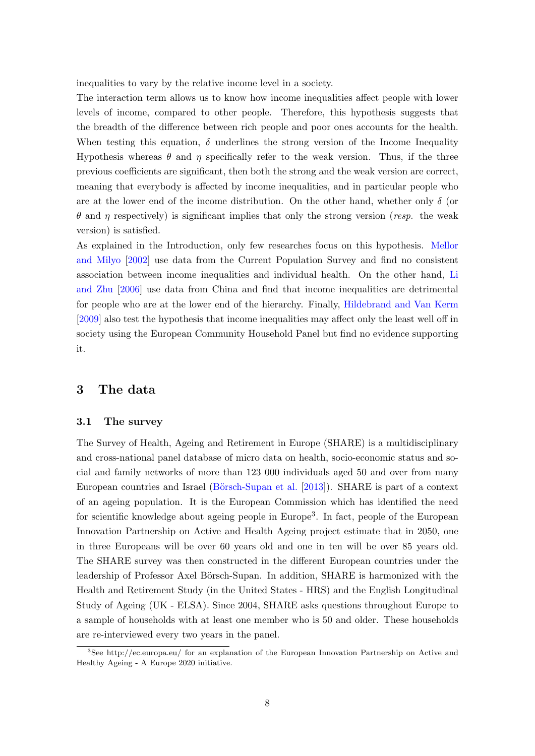inequalities to vary by the relative income level in a society.

The interaction term allows us to know how income inequalities affect people with lower levels of income, compared to other people. Therefore, this hypothesis suggests that the breadth of the difference between rich people and poor ones accounts for the health. When testing this equation, $\delta$ underlines the strong version of the Income Inequality Hypothesis whereas $\theta$ and $\eta$ specifically refer to the weak version. Thus, if the three previous coefficients are significant, then both the strong and the weak version are correct, meaning that everybody is affected by income inequalities, and in particular people who are at the lower end of the income distribution. On the other hand, whether only $\delta$ (or $\theta$ and $\eta$ respectively) is significant implies that only the strong version (*resp.* the weak version) is satisfied.

As explained in the Introduction, only few researches focus on this hypothesis. Mellor and Milyo [2002] use data from the Current Population Survey and find no consistent association between income inequalities and individual health. On the other hand, Li and Zhu [2006] use data from China and find that income inequalities are detrimental for people who are at the lower end of the hierarchy. Finally, Hildebrand and Van Kerm [2009] also test the hypothesis that income inequalities may affect only the least well off in society using the European Community Household Panel but find no evidence supporting it.

## 3 The data

### 3.1 The survey

The Survey of Health, Ageing and Retirement in Europe (SHARE) is a multidisciplinary and cross-national panel database of micro data on health, socio-economic status and social and family networks of more than 123 000 individuals aged 50 and over from many European countries and Israel (Börsch-Supan et al. [2013]). SHARE is part of a context of an ageing population. It is the European Commission which has identified the need for scientific knowledge about ageing people in Europe[3]. In fact, people of the European Innovation Partnership on Active and Health Ageing project estimate that in 2050, one in three Europeans will be over 60 years old and one in ten will be over 85 years old. The SHARE survey was then constructed in the different European countries under the leadership of Professor Axel Börsch-Supan. In addition, SHARE is harmonized with the Health and Retirement Study (in the United States - HRS) and the English Longitudinal Study of Ageing (UK - ELSA). Since 2004, SHARE asks questions throughout Europe to a sample of households with at least one member who is 50 and older. These households are re-interviewed every two years in the panel.

[3] See http://ec.europa.eu/ for an explanation of the European Innovation Partnership on Active and Healthy Ageing - A Europe 2020 initiative.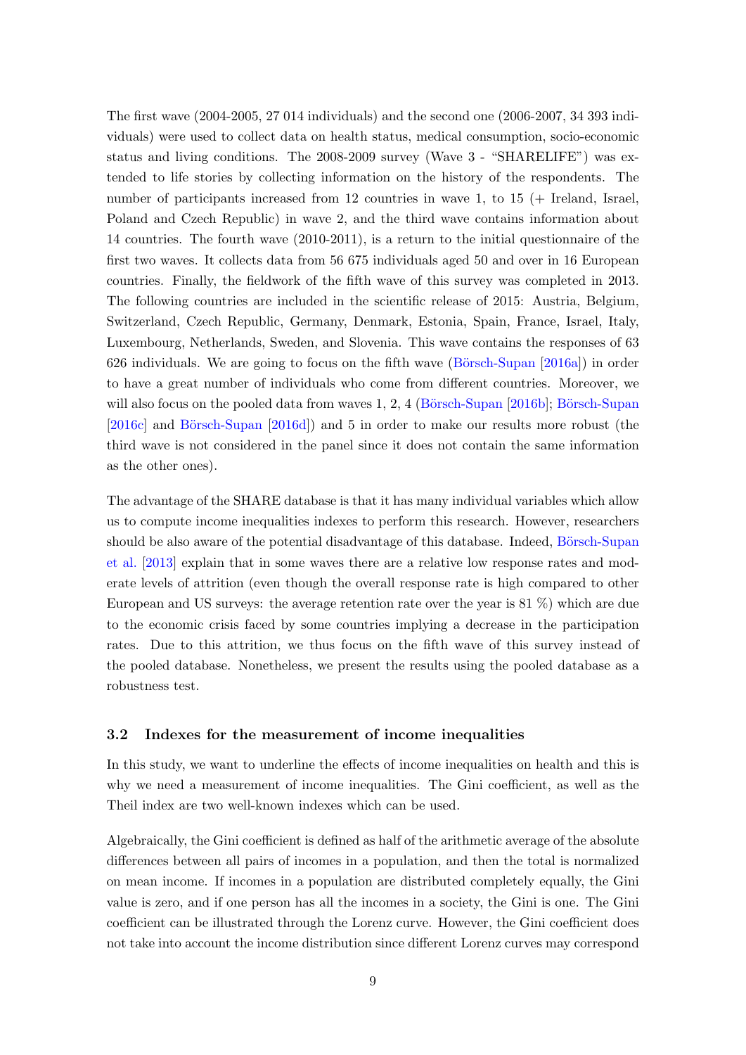The first wave (2004-2005, 27 014 individuals) and the second one (2006-2007, 34 393 individuals) were used to collect data on health status, medical consumption, socio-economic status and living conditions. The 2008-2009 survey (Wave 3 - "SHARELIFE") was extended to life stories by collecting information on the history of the respondents. The number of participants increased from 12 countries in wave 1, to 15 (+ Ireland, Israel, Poland and Czech Republic) in wave 2, and the third wave contains information about 14 countries. The fourth wave (2010-2011), is a return to the initial questionnaire of the first two waves. It collects data from 56 675 individuals aged 50 and over in 16 European countries. Finally, the fieldwork of the fifth wave of this survey was completed in 2013. The following countries are included in the scientific release of 2015: Austria, Belgium, Switzerland, Czech Republic, Germany, Denmark, Estonia, Spain, France, Israel, Italy, Luxembourg, Netherlands, Sweden, and Slovenia. This wave contains the responses of 63 626 individuals. We are going to focus on the fifth wave (Börsch-Supan [2016a]) in order to have a great number of individuals who come from different countries. Moreover, we will also focus on the pooled data from waves 1, 2, 4 (Börsch-Supan [2016b]; Börsch-Supan [2016c] and Börsch-Supan [2016d]) and 5 in order to make our results more robust (the third wave is not considered in the panel since it does not contain the same information as the other ones).

The advantage of the SHARE database is that it has many individual variables which allow us to compute income inequalities indexes to perform this research. However, researchers should be also aware of the potential disadvantage of this database. Indeed, Börsch-Supan et al. [2013] explain that in some waves there are a relative low response rates and moderate levels of attrition (even though the overall response rate is high compared to other European and US surveys: the average retention rate over the year is 81 %) which are due to the economic crisis faced by some countries implying a decrease in the participation rates. Due to this attrition, we thus focus on the fifth wave of this survey instead of the pooled database. Nonetheless, we present the results using the pooled database as a robustness test.

### 3.2 Indexes for the measurement of income inequalities

In this study, we want to underline the effects of income inequalities on health and this is why we need a measurement of income inequalities. The Gini coefficient, as well as the Theil index are two well-known indexes which can be used.

Algebraically, the Gini coefficient is defined as half of the arithmetic average of the absolute differences between all pairs of incomes in a population, and then the total is normalized on mean income. If incomes in a population are distributed completely equally, the Gini value is zero, and if one person has all the incomes in a society, the Gini is one. The Gini coefficient can be illustrated through the Lorenz curve. However, the Gini coefficient does not take into account the income distribution since different Lorenz curves may correspond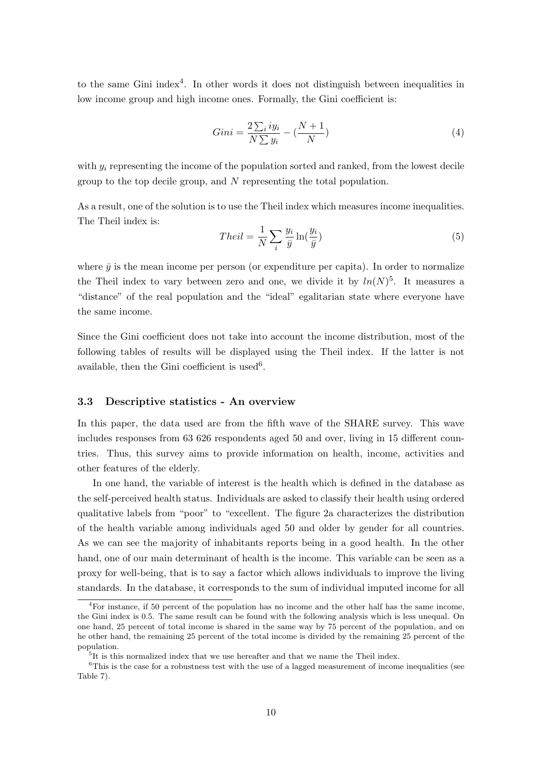to the same Gini index[4]. In other words it does not distinguish between inequalities in low income group and high income ones. Formally, the Gini coefficient is:

$$Gini = \frac{2\sum_i iy_i}{N\sum y_i} - (\frac{N+1}{N}) \tag{4}$$

with $y_i$ representing the income of the population sorted and ranked, from the lowest decile group to the top decile group, and $N$ representing the total population.

As a result, one of the solution is to use the Theil index which measures income inequalities. The Theil index is:

$$Theil = \frac{1}{N}\sum_i \frac{y_i}{\bar{y}} \ln(\frac{y_i}{\bar{y}}) \tag{5}$$

where $\bar{y}$ is the mean income per person (or expenditure per capita). In order to normalize the Theil index to vary between zero and one, we divide it by $ln(N)$[5]. It measures a "distance" of the real population and the "ideal" egalitarian state where everyone have the same income.

Since the Gini coefficient does not take into account the income distribution, most of the following tables of results will be displayed using the Theil index. If the latter is not available, then the Gini coefficient is used[6].

### 3.3 Descriptive statistics - An overview

In this paper, the data used are from the fifth wave of the SHARE survey. This wave includes responses from 63 626 respondents aged 50 and over, living in 15 different countries. Thus, this survey aims to provide information on health, income, activities and other features of the elderly.

In one hand, the variable of interest is the health which is defined in the database as the self-perceived health status. Individuals are asked to classify their health using ordered qualitative labels from "poor" to "excellent. The figure 2a characterizes the distribution of the health variable among individuals aged 50 and older by gender for all countries. As we can see the majority of inhabitants reports being in a good health. In the other hand, one of our main determinant of health is the income. This variable can be seen as a proxy for well-being, that is to say a factor which allows individuals to improve the living standards. In the database, it corresponds to the sum of individual imputed income for all

---

[4] For instance, if 50 percent of the population has no income and the other half has the same income, the Gini index is 0.5. The same result can be found with the following analysis which is less unequal. On one hand, 25 percent of total income is shared in the same way by 75 percent of the population, and on he other hand, the remaining 25 percent of the total income is divided by the remaining 25 percent of the population.

[5] It is this normalized index that we use hereafter and that we name the Theil index.

[6] This is the case for a robustness test with the use of a lagged measurement of income inequalities (see Table 7).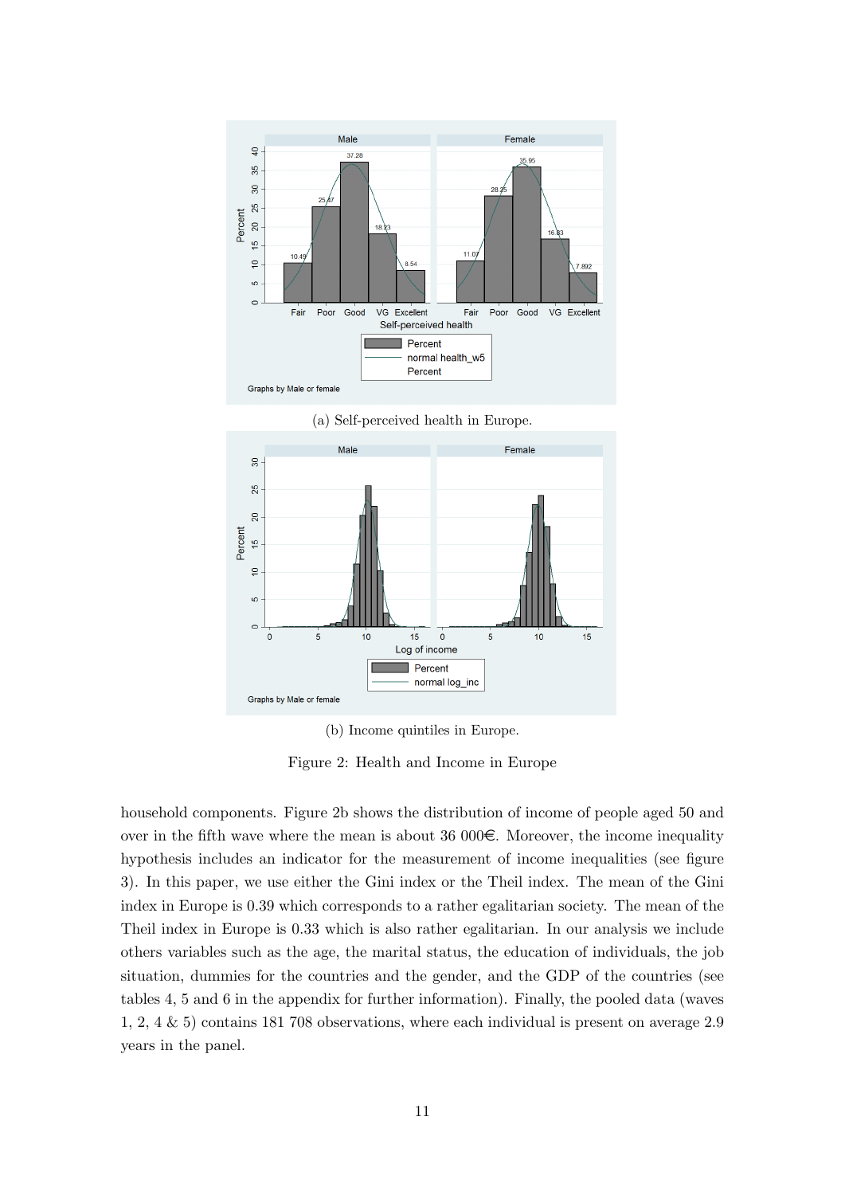(a) Self-perceived health in Europe.

(b) Income quintiles in Europe.

Figure 2: Health and Income in Europe

household components. Figure 2b shows the distribution of income of people aged 50 and over in the fifth wave where the mean is about 36 000€. Moreover, the income inequality hypothesis includes an indicator for the measurement of income inequalities (see figure 3). In this paper, we use either the Gini index or the Theil index. The mean of the Gini index in Europe is 0.39 which corresponds to a rather egalitarian society. The mean of the Theil index in Europe is 0.33 which is also rather egalitarian. In our analysis we include others variables such as the age, the marital status, the education of individuals, the job situation, dummies for the countries and the gender, and the GDP of the countries (see tables 4, 5 and 6 in the appendix for further information). Finally, the pooled data (waves 1, 2, 4 & 5) contains 181 708 observations, where each individual is present on average 2.9 years in the panel.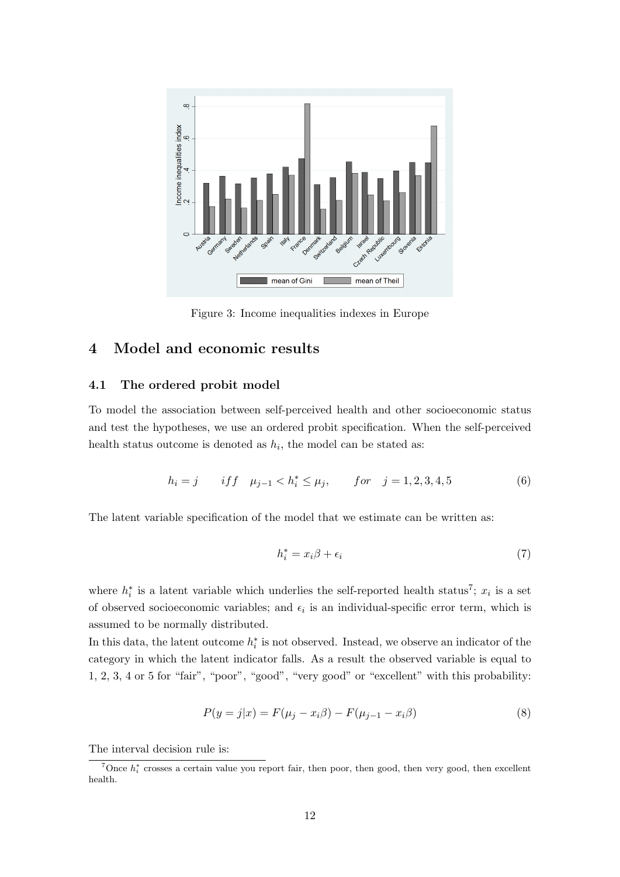Figure 3: Income inequalities indexes in Europe

## 4 Model and economic results

### 4.1 The ordered probit model

To model the association between self-perceived health and other socioeconomic status and test the hypotheses, we use an ordered probit specification. When the self-perceived health status outcome is denoted as $h_i$, the model can be stated as:

$$h_i = j \qquad iff \quad \mu_{j-1} < h_i^* \leq \mu_j, \qquad for \quad j = 1, 2, 3, 4, 5 \tag{6}$$

The latent variable specification of the model that we estimate can be written as:

$$h_i^* = x_i\beta + \epsilon_i \tag{7}$$

where $h_i^*$ is a latent variable which underlies the self-reported health status[7]; $x_i$ is a set of observed socioeconomic variables; and $\epsilon_i$ is an individual-specific error term, which is assumed to be normally distributed.

In this data, the latent outcome $h_i^*$ is not observed. Instead, we observe an indicator of the category in which the latent indicator falls. As a result the observed variable is equal to 1, 2, 3, 4 or 5 for "fair", "poor", "good", "very good" or "excellent" with this probability:

$$P(y = j|x) = F(\mu_j - x_i\beta) - F(\mu_{j-1} - x_i\beta) \tag{8}$$

The interval decision rule is:

[7] Once $h_i^*$ crosses a certain value you report fair, then poor, then good, then very good, then excellent health.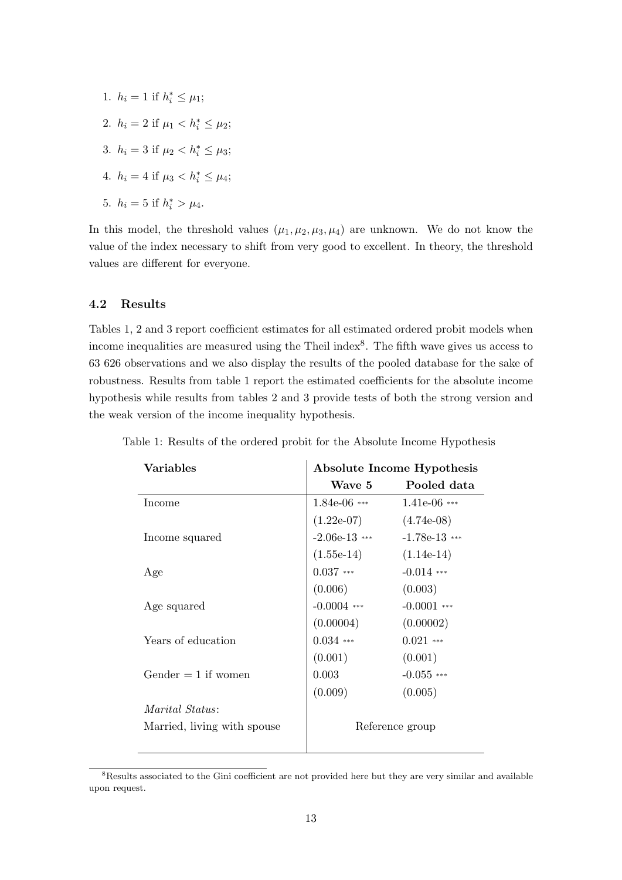1. $h_i = 1$ if $h_i^* \leq \mu_1$;
2. $h_i = 2$ if $\mu_1 < h_i^* \leq \mu_2$;
3. $h_i = 3$ if $\mu_2 < h_i^* \leq \mu_3$;
4. $h_i = 4$ if $\mu_3 < h_i^* \leq \mu_4$;
5. $h_i = 5$ if $h_i^* > \mu_4$.

In this model, the threshold values $(\mu_1, \mu_2, \mu_3, \mu_4)$ are unknown. We do not know the value of the index necessary to shift from very good to excellent. In theory, the threshold values are different for everyone.

### 4.2 Results

Tables 1, 2 and 3 report coefficient estimates for all estimated ordered probit models when income inequalities are measured using the Theil index[8]. The fifth wave gives us access to 63 626 observations and we also display the results of the pooled database for the sake of robustness. Results from table 1 report the estimated coefficients for the absolute income hypothesis while results from tables 2 and 3 provide tests of both the strong version and the weak version of the income inequality hypothesis.

Table 1: Results of the ordered probit for the Absolute Income Hypothesis

| **Variables** | **Absolute Income Hypothesis** | |
|---|---|---|
| | **Wave 5** | **Pooled data** |
| Income | 1.84e-06 *** | 1.41e-06 *** |
| | (1.22e-07) | (4.74e-08) |
| Income squared | -2.06e-13 *** | -1.78e-13 *** |
| | (1.55e-14) | (1.14e-14) |
| Age | 0.037 *** | -0.014 *** |
| | (0.006) | (0.003) |
| Age squared | -0.0004 *** | -0.0001 *** |
| | (0.00004) | (0.00002) |
| Years of education | 0.034 *** | 0.021 *** |
| | (0.001) | (0.001) |
| Gender = 1 if women | 0.003 | -0.055 *** |
| | (0.009) | (0.005) |
| *Marital Status*: | | |
| Married, living with spouse | Reference group | |

[8] Results associated to the Gini coefficient are not provided here but they are very similar and available upon request.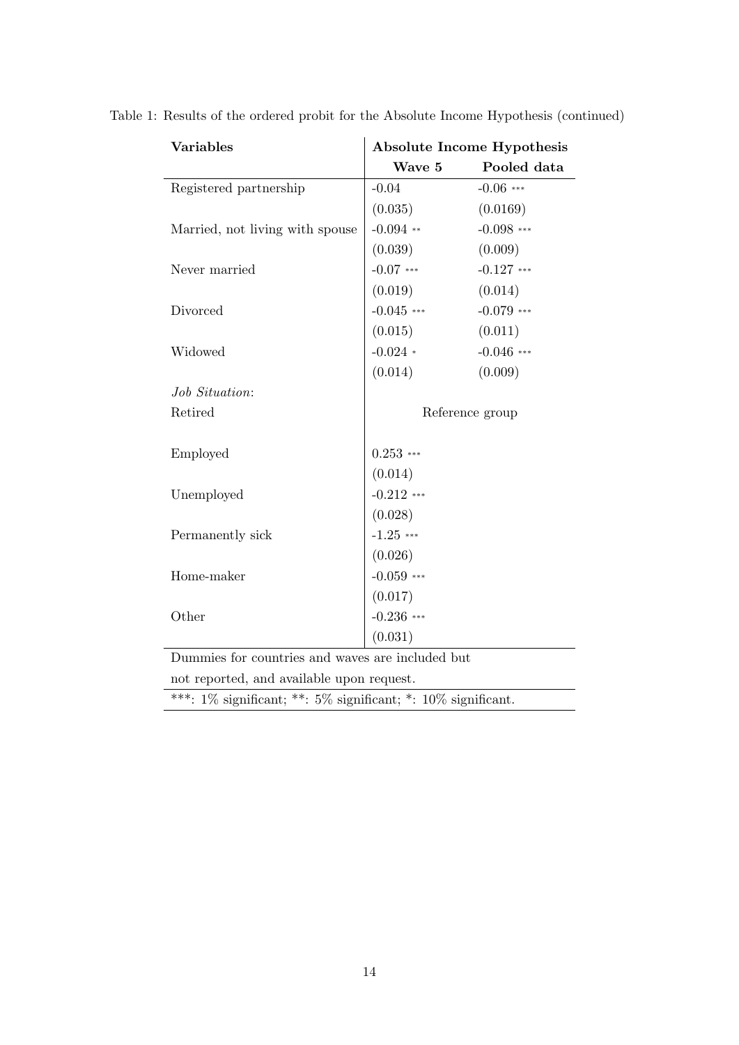Table 1: Results of the ordered probit for the Absolute Income Hypothesis (continued)

| **Variables** | **Absolute Income Hypothesis** | |
|---|---|---|
| | **Wave 5** | **Pooled data** |
| Registered partnership | -0.04 | -0.06 *** |
| | (0.035) | (0.0169) |
| Married, not living with spouse | -0.094 ** | -0.098 *** |
| | (0.039) | (0.009) |
| Never married | -0.07 *** | -0.127 *** |
| | (0.019) | (0.014) |
| Divorced | -0.045 *** | -0.079 *** |
| | (0.015) | (0.011) |
| Widowed | -0.024 * | -0.046 *** |
| | (0.014) | (0.009) |
| *Job Situation*: | | |
| Retired | Reference group | |
| Employed | 0.253 *** | |
| | (0.014) | |
| Unemployed | -0.212 *** | |
| | (0.028) | |
| Permanently sick | -1.25 *** | |
| | (0.026) | |
| Home-maker | -0.059 *** | |
| | (0.017) | |
| Other | -0.236 *** | |
| | (0.031) | |

Dummies for countries and waves are included but not reported, and available upon request.

***: 1% significant; **: 5% significant; *: 10% significant.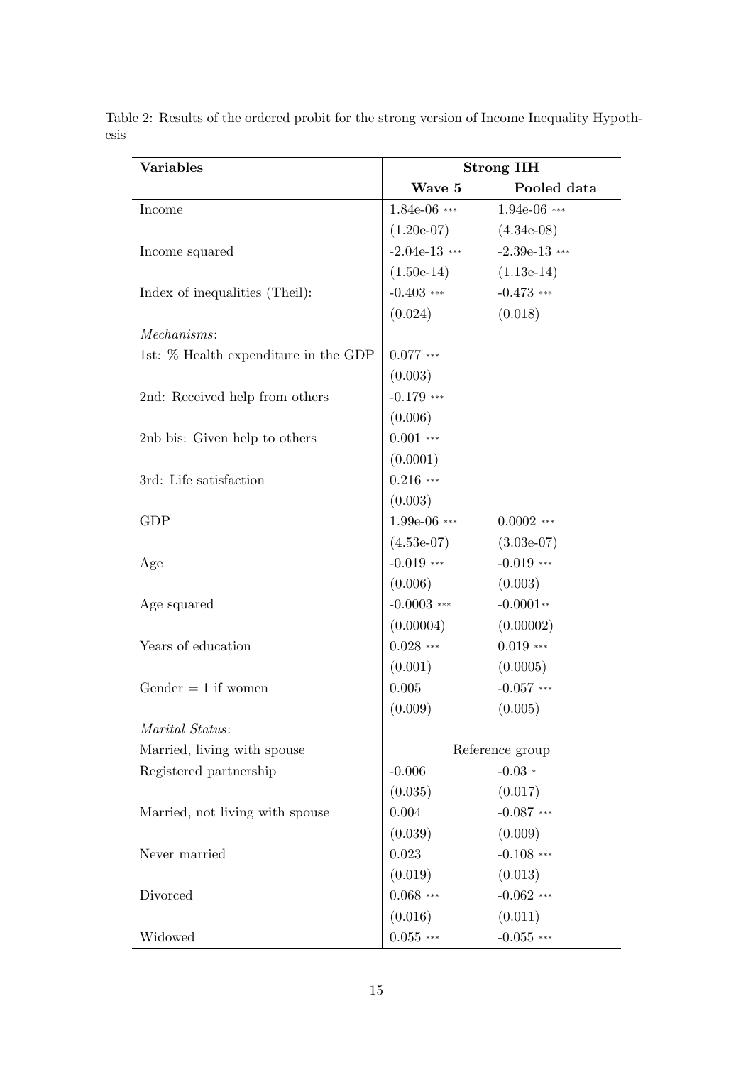Table 2: Results of the ordered probit for the strong version of Income Inequality Hypothesis

| **Variables** | **Strong IIH** | |
|---|---|---|
| | **Wave 5** | **Pooled data** |
| Income | 1.84e-06 *** | 1.94e-06 *** |
| | (1.20e-07) | (4.34e-08) |
| Income squared | -2.04e-13 *** | -2.39e-13 *** |
| | (1.50e-14) | (1.13e-14) |
| Index of inequalities (Theil): | -0.403 *** | -0.473 *** |
| | (0.024) | (0.018) |
| *Mechanisms*: | | |
| 1st: % Health expenditure in the GDP | 0.077 *** | |
| | (0.003) | |
| 2nd: Received help from others | -0.179 *** | |
| | (0.006) | |
| 2nb bis: Given help to others | 0.001 *** | |
| | (0.0001) | |
| 3rd: Life satisfaction | 0.216 *** | |
| | (0.003) | |
| GDP | 1.99e-06 *** | 0.0002 *** |
| | (4.53e-07) | (3.03e-07) |
| Age | -0.019 *** | -0.019 *** |
| | (0.006) | (0.003) |
| Age squared | -0.0003 *** | -0.0001** |
| | (0.00004) | (0.00002) |
| Years of education | 0.028 *** | 0.019 *** |
| | (0.001) | (0.0005) |
| Gender = 1 if women | 0.005 | -0.057 *** |
| | (0.009) | (0.005) |
| *Marital Status*: | | |
| Married, living with spouse | Reference group | |
| Registered partnership | -0.006 | -0.03 * |
| | (0.035) | (0.017) |
| Married, not living with spouse | 0.004 | -0.087 *** |
| | (0.039) | (0.009) |
| Never married | 0.023 | -0.108 *** |
| | (0.019) | (0.013) |
| Divorced | 0.068 *** | -0.062 *** |
| | (0.016) | (0.011) |
| Widowed | 0.055 *** | -0.055 *** |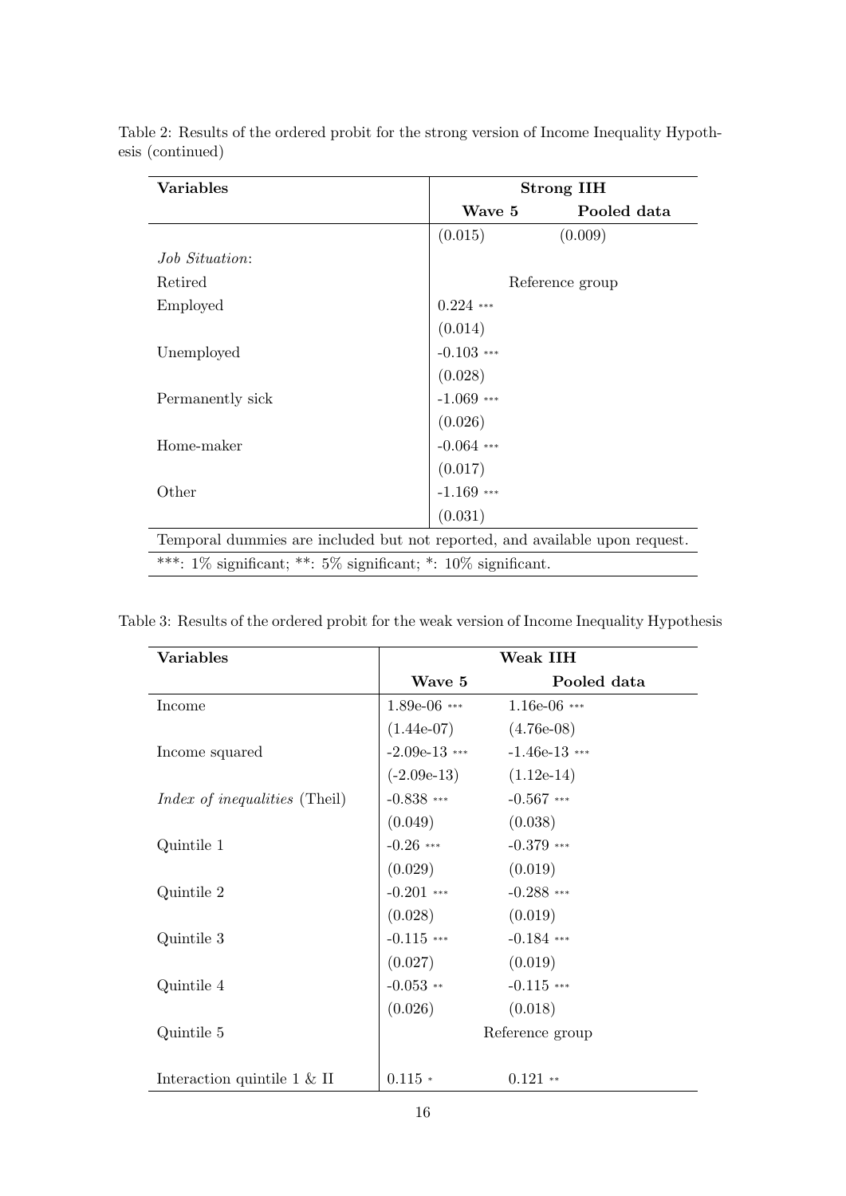Table 2: Results of the ordered probit for the strong version of Income Inequality Hypothesis (continued)

| **Variables** | **Strong IIH** | |
|---|---|---|
| | **Wave 5** | **Pooled data** |
| | (0.015) | (0.009) |
| *Job Situation*: | | |
| Retired | Reference group | |
| Employed | 0.224 *** | |
| | (0.014) | |
| Unemployed | -0.103 *** | |
| | (0.028) | |
| Permanently sick | -1.069 *** | |
| | (0.026) | |
| Home-maker | -0.064 *** | |
| | (0.017) | |
| Other | -1.169 *** | |
| | (0.031) | |
| Temporal dummies are included but not reported, and available upon request. | | |
| ***: 1% significant; **: 5% significant; *: 10% significant. | | |

Table 3: Results of the ordered probit for the weak version of Income Inequality Hypothesis

| **Variables** | **Weak IIH** | |
|---|---|---|
| | **Wave 5** | **Pooled data** |
| Income | 1.89e-06 *** | 1.16e-06 *** |
| | (1.44e-07) | (4.76e-08) |
| Income squared | -2.09e-13 *** | -1.46e-13 *** |
| | (-2.09e-13) | (1.12e-14) |
| *Index of inequalities* (Theil) | -0.838 *** | -0.567 *** |
| | (0.049) | (0.038) |
| Quintile 1 | -0.26 *** | -0.379 *** |
| | (0.029) | (0.019) |
| Quintile 2 | -0.201 *** | -0.288 *** |
| | (0.028) | (0.019) |
| Quintile 3 | -0.115 *** | -0.184 *** |
| | (0.027) | (0.019) |
| Quintile 4 | -0.053 ** | -0.115 *** |
| | (0.026) | (0.018) |
| Quintile 5 | Reference group | |
| Interaction quintile 1 & II | 0.115 * | 0.121 ** |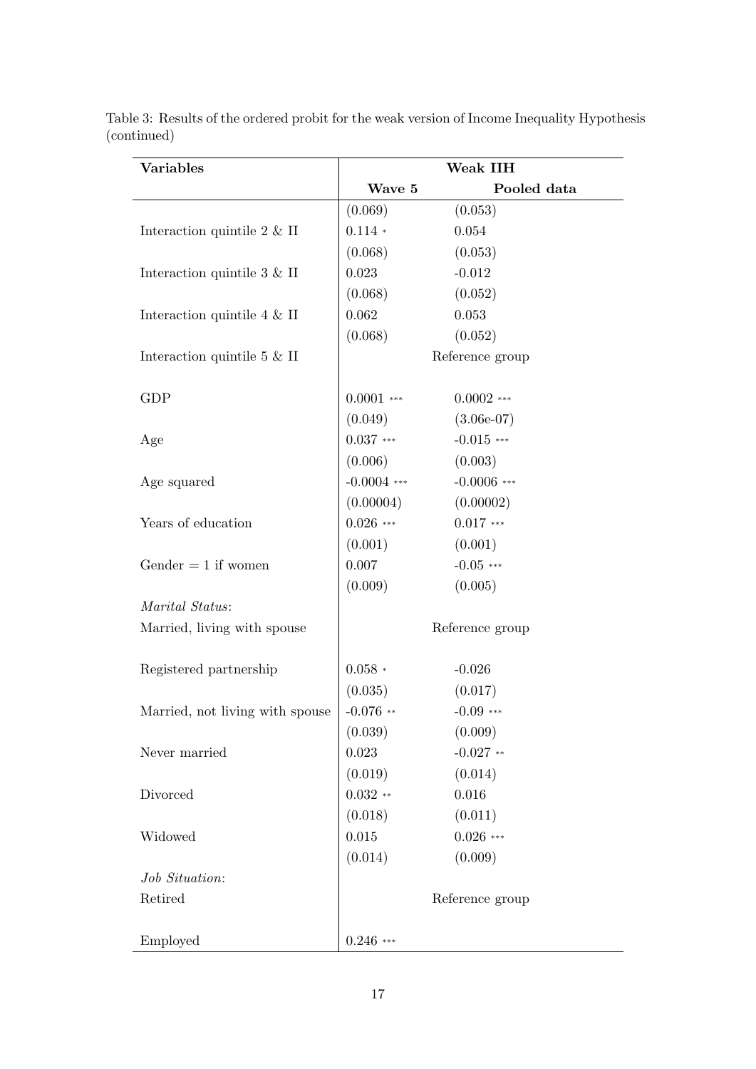Table 3: Results of the ordered probit for the weak version of Income Inequality Hypothesis (continued)

| Variables | Weak IIH | |
|---|---|---|
| | **Wave 5** | **Pooled data** |
| | (0.069) | (0.053) |
| Interaction quintile 2 & II | 0.114 * | 0.054 |
| | (0.068) | (0.053) |
| Interaction quintile 3 & II | 0.023 | -0.012 |
| | (0.068) | (0.052) |
| Interaction quintile 4 & II | 0.062 | 0.053 |
| | (0.068) | (0.052) |
| Interaction quintile 5 & II | Reference group | |
| GDP | 0.0001 *** | 0.0002 *** |
| | (0.049) | (3.06e-07) |
| Age | 0.037 *** | -0.015 *** |
| | (0.006) | (0.003) |
| Age squared | -0.0004 *** | -0.0006 *** |
| | (0.00004) | (0.00002) |
| Years of education | 0.026 *** | 0.017 *** |
| | (0.001) | (0.001) |
| Gender = 1 if women | 0.007 | -0.05 *** |
| | (0.009) | (0.005) |
| *Marital Status*: | | |
| Married, living with spouse | Reference group | |
| Registered partnership | 0.058 * | -0.026 |
| | (0.035) | (0.017) |
| Married, not living with spouse | -0.076 ** | -0.09 *** |
| | (0.039) | (0.009) |
| Never married | 0.023 | -0.027 ** |
| | (0.019) | (0.014) |
| Divorced | 0.032 ** | 0.016 |
| | (0.018) | (0.011) |
| Widowed | 0.015 | 0.026 *** |
| | (0.014) | (0.009) |
| *Job Situation*: | | |
| Retired | Reference group | |
| Employed | 0.246 *** | |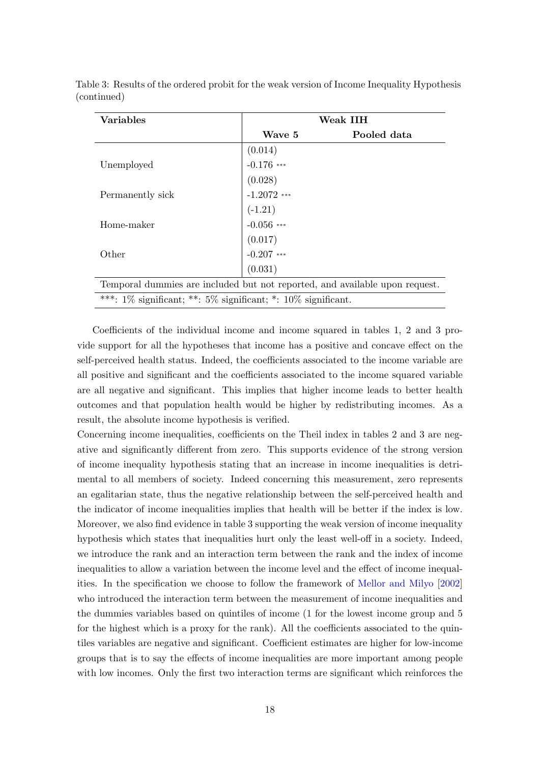Table 3: Results of the ordered probit for the weak version of Income Inequality Hypothesis (continued)

| **Variables** | **Weak IIH** | |
|---|---|---|
| | **Wave 5** | **Pooled data** |
| | (0.014) | |
| Unemployed | -0.176 *** | |
| | (0.028) | |
| Permanently sick | -1.2072 *** | |
| | (-1.21) | |
| Home-maker | -0.056 *** | |
| | (0.017) | |
| Other | -0.207 *** | |
| | (0.031) | |
| Temporal dummies are included but not reported, and available upon request. | | |
| ***: 1% significant; **: 5% significant; *: 10% significant. | | |

Coefficients of the individual income and income squared in tables 1, 2 and 3 provide support for all the hypotheses that income has a positive and concave effect on the self-perceived health status. Indeed, the coefficients associated to the income variable are all positive and significant and the coefficients associated to the income squared variable are all negative and significant. This implies that higher income leads to better health outcomes and that population health would be higher by redistributing incomes. As a result, the absolute income hypothesis is verified.

Concerning income inequalities, coefficients on the Theil index in tables 2 and 3 are negative and significantly different from zero. This supports evidence of the strong version of income inequality hypothesis stating that an increase in income inequalities is detrimental to all members of society. Indeed concerning this measurement, zero represents an egalitarian state, thus the negative relationship between the self-perceived health and the indicator of income inequalities implies that health will be better if the index is low. Moreover, we also find evidence in table 3 supporting the weak version of income inequality hypothesis which states that inequalities hurt only the least well-off in a society. Indeed, we introduce the rank and an interaction term between the rank and the index of income inequalities to allow a variation between the income level and the effect of income inequalities. In the specification we choose to follow the framework of Mellor and Milyo [2002] who introduced the interaction term between the measurement of income inequalities and the dummies variables based on quintiles of income (1 for the lowest income group and 5 for the highest which is a proxy for the rank). All the coefficients associated to the quintiles variables are negative and significant. Coefficient estimates are higher for low-income groups that is to say the effects of income inequalities are more important among people with low incomes. Only the first two interaction terms are significant which reinforces the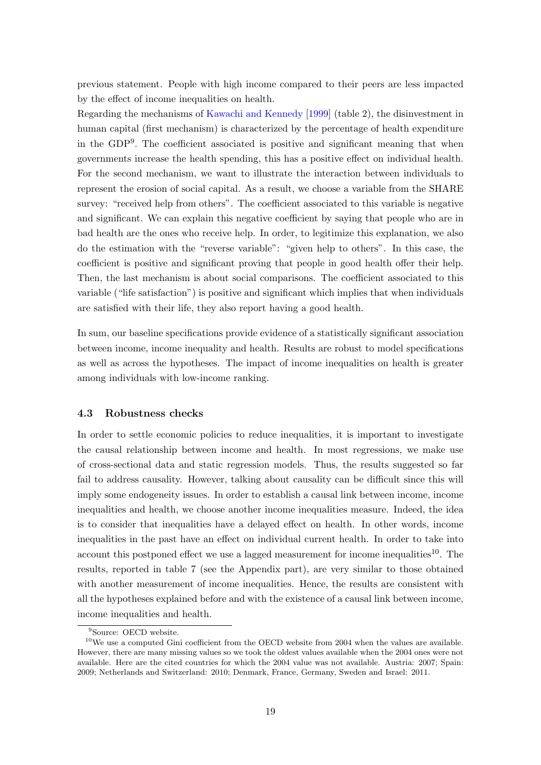previous statement. People with high income compared to their peers are less impacted by the effect of income inequalities on health.

Regarding the mechanisms of Kawachi and Kennedy [1999] (table 2), the disinvestment in human capital (first mechanism) is characterized by the percentage of health expenditure in the GDP[9]. The coefficient associated is positive and significant meaning that when governments increase the health spending, this has a positive effect on individual health. For the second mechanism, we want to illustrate the interaction between individuals to represent the erosion of social capital. As a result, we choose a variable from the SHARE survey: "received help from others". The coefficient associated to this variable is negative and significant. We can explain this negative coefficient by saying that people who are in bad health are the ones who receive help. In order, to legitimize this explanation, we also do the estimation with the "reverse variable": "given help to others". In this case, the coefficient is positive and significant proving that people in good health offer their help. Then, the last mechanism is about social comparisons. The coefficient associated to this variable ("life satisfaction") is positive and significant which implies that when individuals are satisfied with their life, they also report having a good health.

In sum, our baseline specifications provide evidence of a statistically significant association between income, income inequality and health. Results are robust to model specifications as well as across the hypotheses. The impact of income inequalities on health is greater among individuals with low-income ranking.

### 4.3 Robustness checks

In order to settle economic policies to reduce inequalities, it is important to investigate the causal relationship between income and health. In most regressions, we make use of cross-sectional data and static regression models. Thus, the results suggested so far fail to address causality. However, talking about causality can be difficult since this will imply some endogeneity issues. In order to establish a causal link between income, income inequalities and health, we choose another income inequalities measure. Indeed, the idea is to consider that inequalities have a delayed effect on health. In other words, income inequalities in the past have an effect on individual current health. In order to take into account this postponed effect we use a lagged measurement for income inequalities[10]. The results, reported in table 7 (see the Appendix part), are very similar to those obtained with another measurement of income inequalities. Hence, the results are consistent with all the hypotheses explained before and with the existence of a causal link between income, income inequalities and health.

---

[9] Source: OECD website.

[10] We use a computed Gini coefficient from the OECD website from 2004 when the values are available. However, there are many missing values so we took the oldest values available when the 2004 ones were not available. Here are the cited countries for which the 2004 value was not available. Austria: 2007; Spain: 2009; Netherlands and Switzerland: 2010; Denmark, France, Germany, Sweden and Israel: 2011.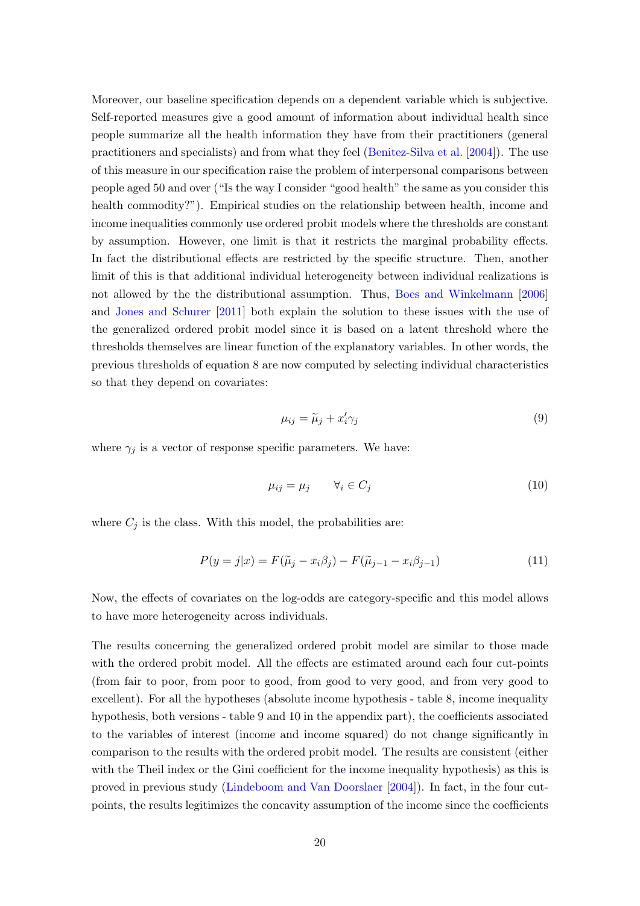Moreover, our baseline specification depends on a dependent variable which is subjective. Self-reported measures give a good amount of information about individual health since people summarize all the health information they have from their practitioners (general practitioners and specialists) and from what they feel (Benitez-Silva et al. [2004]). The use of this measure in our specification raise the problem of interpersonal comparisons between people aged 50 and over ("Is the way I consider "good health" the same as you consider this health commodity?"). Empirical studies on the relationship between health, income and income inequalities commonly use ordered probit models where the thresholds are constant by assumption. However, one limit is that it restricts the marginal probability effects. In fact the distributional effects are restricted by the specific structure. Then, another limit of this is that additional individual heterogeneity between individual realizations is not allowed by the the distributional assumption. Thus, Boes and Winkelmann [2006] and Jones and Schurer [2011] both explain the solution to these issues with the use of the generalized ordered probit model since it is based on a latent threshold where the thresholds themselves are linear function of the explanatory variables. In other words, the previous thresholds of equation 8 are now computed by selecting individual characteristics so that they depend on covariates:

$$\mu_{ij} = \widetilde{\mu}_j + x_i' \gamma_j \tag{9}$$

where $\gamma_j$ is a vector of response specific parameters. We have:

$$\mu_{ij} = \mu_j \qquad \forall_i \in C_j \tag{10}$$

where $C_j$ is the class. With this model, the probabilities are:

$$P(y = j|x) = F(\widetilde{\mu}_j - x_i \beta_j) - F(\widetilde{\mu}_{j-1} - x_i \beta_{j-1}) \tag{11}$$

Now, the effects of covariates on the log-odds are category-specific and this model allows to have more heterogeneity across individuals.

The results concerning the generalized ordered probit model are similar to those made with the ordered probit model. All the effects are estimated around each four cut-points (from fair to poor, from poor to good, from good to very good, and from very good to excellent). For all the hypotheses (absolute income hypothesis - table 8, income inequality hypothesis, both versions - table 9 and 10 in the appendix part), the coefficients associated to the variables of interest (income and income squared) do not change significantly in comparison to the results with the ordered probit model. The results are consistent (either with the Theil index or the Gini coefficient for the income inequality hypothesis) as this is proved in previous study (Lindeboom and Van Doorslaer [2004]). In fact, in the four cut-points, the results legitimizes the concavity assumption of the income since the coefficients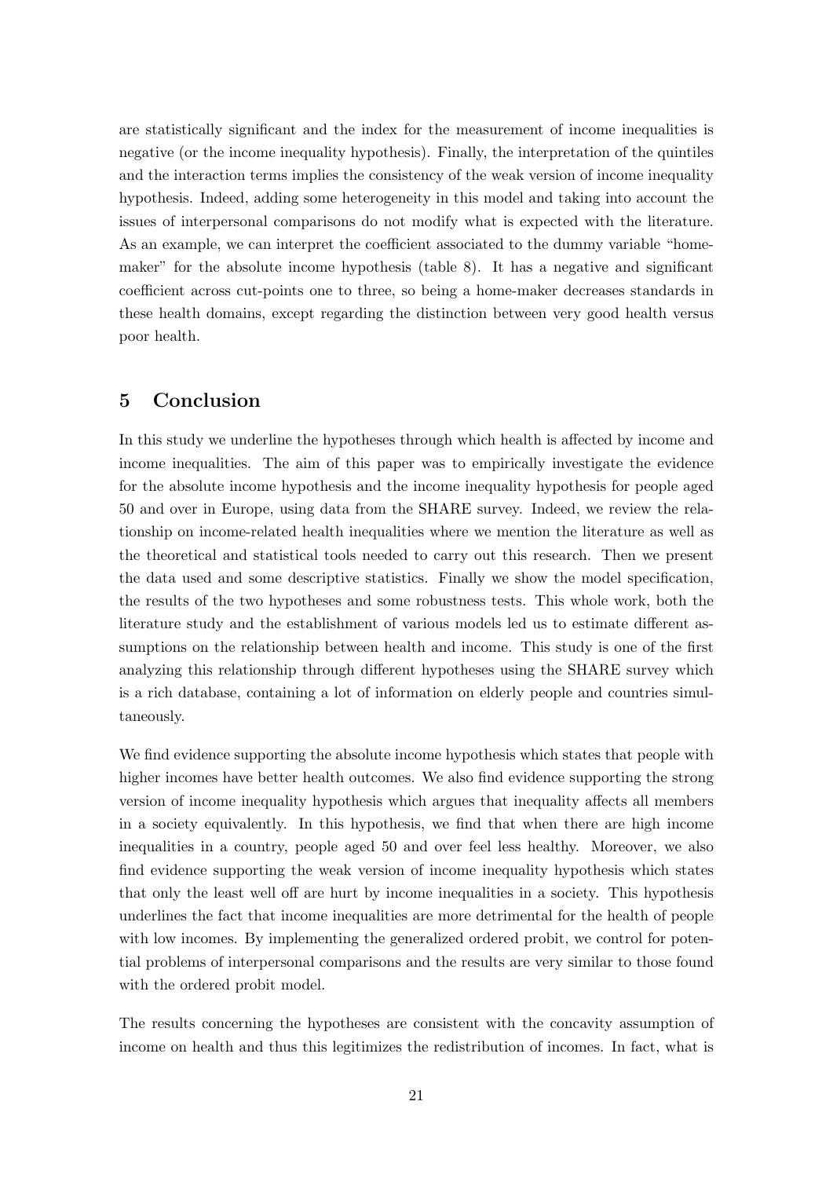are statistically significant and the index for the measurement of income inequalities is negative (or the income inequality hypothesis). Finally, the interpretation of the quintiles and the interaction terms implies the consistency of the weak version of income inequality hypothesis. Indeed, adding some heterogeneity in this model and taking into account the issues of interpersonal comparisons do not modify what is expected with the literature. As an example, we can interpret the coefficient associated to the dummy variable "home-maker" for the absolute income hypothesis (table 8). It has a negative and significant coefficient across cut-points one to three, so being a home-maker decreases standards in these health domains, except regarding the distinction between very good health versus poor health.

## 5 Conclusion

In this study we underline the hypotheses through which health is affected by income and income inequalities. The aim of this paper was to empirically investigate the evidence for the absolute income hypothesis and the income inequality hypothesis for people aged 50 and over in Europe, using data from the SHARE survey. Indeed, we review the relationship on income-related health inequalities where we mention the literature as well as the theoretical and statistical tools needed to carry out this research. Then we present the data used and some descriptive statistics. Finally we show the model specification, the results of the two hypotheses and some robustness tests. This whole work, both the literature study and the establishment of various models led us to estimate different assumptions on the relationship between health and income. This study is one of the first analyzing this relationship through different hypotheses using the SHARE survey which is a rich database, containing a lot of information on elderly people and countries simultaneously.

We find evidence supporting the absolute income hypothesis which states that people with higher incomes have better health outcomes. We also find evidence supporting the strong version of income inequality hypothesis which argues that inequality affects all members in a society equivalently. In this hypothesis, we find that when there are high income inequalities in a country, people aged 50 and over feel less healthy. Moreover, we also find evidence supporting the weak version of income inequality hypothesis which states that only the least well off are hurt by income inequalities in a society. This hypothesis underlines the fact that income inequalities are more detrimental for the health of people with low incomes. By implementing the generalized ordered probit, we control for potential problems of interpersonal comparisons and the results are very similar to those found with the ordered probit model.

The results concerning the hypotheses are consistent with the concavity assumption of income on health and thus this legitimizes the redistribution of incomes. In fact, what is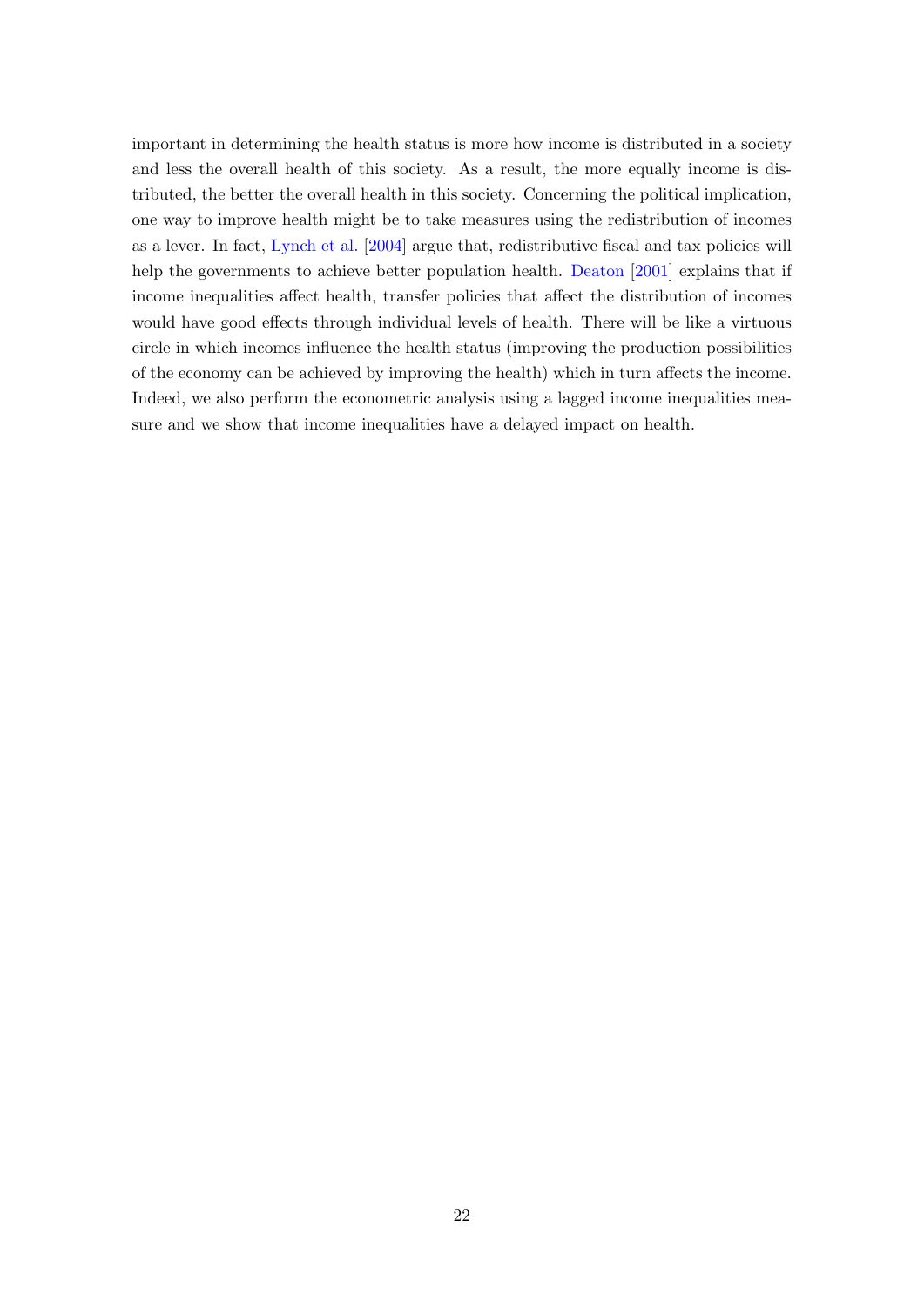important in determining the health status is more how income is distributed in a society and less the overall health of this society. As a result, the more equally income is distributed, the better the overall health in this society. Concerning the political implication, one way to improve health might be to take measures using the redistribution of incomes as a lever. In fact, Lynch et al. [2004] argue that, redistributive fiscal and tax policies will help the governments to achieve better population health. Deaton [2001] explains that if income inequalities affect health, transfer policies that affect the distribution of incomes would have good effects through individual levels of health. There will be like a virtuous circle in which incomes influence the health status (improving the production possibilities of the economy can be achieved by improving the health) which in turn affects the income. Indeed, we also perform the econometric analysis using a lagged income inequalities measure and we show that income inequalities have a delayed impact on health.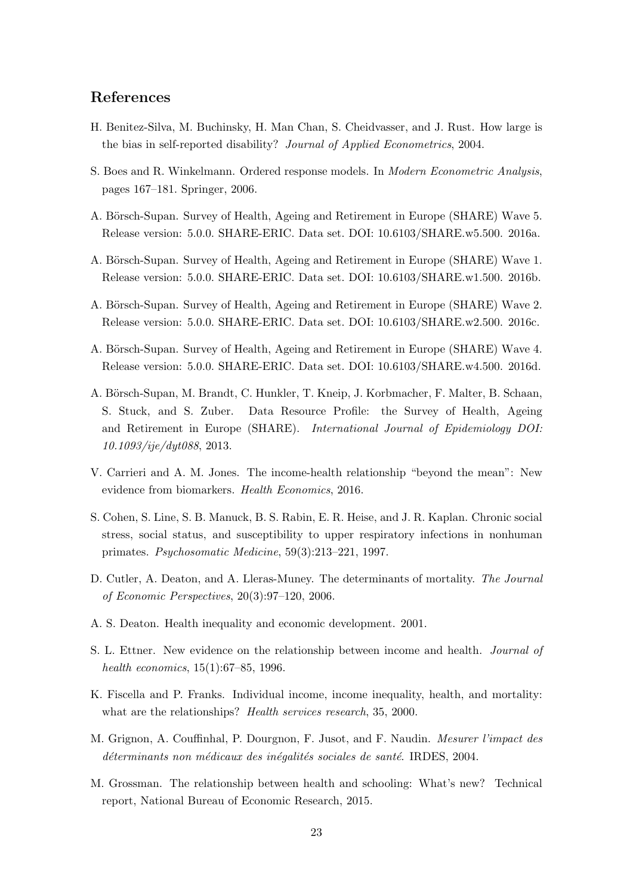## References

H. Benitez-Silva, M. Buchinsky, H. Man Chan, S. Cheidvasser, and J. Rust. How large is the bias in self-reported disability? *Journal of Applied Econometrics*, 2004.

S. Boes and R. Winkelmann. Ordered response models. In *Modern Econometric Analysis*, pages 167–181. Springer, 2006.

A. Börsch-Supan. Survey of Health, Ageing and Retirement in Europe (SHARE) Wave 5. Release version: 5.0.0. SHARE-ERIC. Data set. DOI: 10.6103/SHARE.w5.500. 2016a.

A. Börsch-Supan. Survey of Health, Ageing and Retirement in Europe (SHARE) Wave 1. Release version: 5.0.0. SHARE-ERIC. Data set. DOI: 10.6103/SHARE.w1.500. 2016b.

A. Börsch-Supan. Survey of Health, Ageing and Retirement in Europe (SHARE) Wave 2. Release version: 5.0.0. SHARE-ERIC. Data set. DOI: 10.6103/SHARE.w2.500. 2016c.

A. Börsch-Supan. Survey of Health, Ageing and Retirement in Europe (SHARE) Wave 4. Release version: 5.0.0. SHARE-ERIC. Data set. DOI: 10.6103/SHARE.w4.500. 2016d.

A. Börsch-Supan, M. Brandt, C. Hunkler, T. Kneip, J. Korbmacher, F. Malter, B. Schaan, S. Stuck, and S. Zuber. Data Resource Profile: the Survey of Health, Ageing and Retirement in Europe (SHARE). *International Journal of Epidemiology DOI: 10.1093/ije/dyt088*, 2013.

V. Carrieri and A. M. Jones. The income-health relationship "beyond the mean": New evidence from biomarkers. *Health Economics*, 2016.

S. Cohen, S. Line, S. B. Manuck, B. S. Rabin, E. R. Heise, and J. R. Kaplan. Chronic social stress, social status, and susceptibility to upper respiratory infections in nonhuman primates. *Psychosomatic Medicine*, 59(3):213–221, 1997.

D. Cutler, A. Deaton, and A. Lleras-Muney. The determinants of mortality. *The Journal of Economic Perspectives*, 20(3):97–120, 2006.

A. S. Deaton. Health inequality and economic development. 2001.

S. L. Ettner. New evidence on the relationship between income and health. *Journal of health economics*, 15(1):67–85, 1996.

K. Fiscella and P. Franks. Individual income, income inequality, health, and mortality: what are the relationships? *Health services research*, 35, 2000.

M. Grignon, A. Couffinhal, P. Dourgnon, F. Jusot, and F. Naudin. *Mesurer l'impact des déterminants non médicaux des inégalités sociales de santé*. IRDES, 2004.

M. Grossman. The relationship between health and schooling: What's new? Technical report, National Bureau of Economic Research, 2015.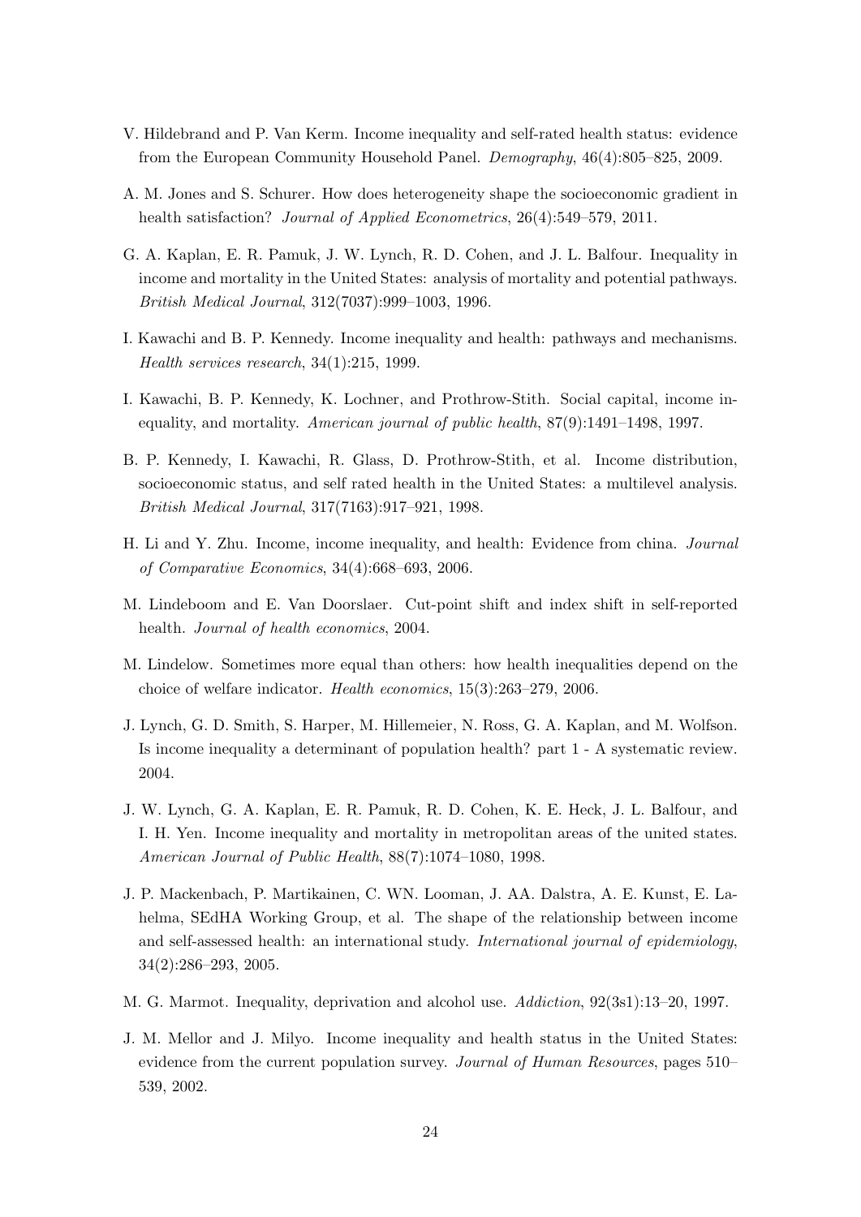V. Hildebrand and P. Van Kerm. Income inequality and self-rated health status: evidence from the European Community Household Panel. *Demography*, 46(4):805–825, 2009.

A. M. Jones and S. Schurer. How does heterogeneity shape the socioeconomic gradient in health satisfaction? *Journal of Applied Econometrics*, 26(4):549–579, 2011.

G. A. Kaplan, E. R. Pamuk, J. W. Lynch, R. D. Cohen, and J. L. Balfour. Inequality in income and mortality in the United States: analysis of mortality and potential pathways. *British Medical Journal*, 312(7037):999–1003, 1996.

I. Kawachi and B. P. Kennedy. Income inequality and health: pathways and mechanisms. *Health services research*, 34(1):215, 1999.

I. Kawachi, B. P. Kennedy, K. Lochner, and Prothrow-Stith. Social capital, income inequality, and mortality. *American journal of public health*, 87(9):1491–1498, 1997.

B. P. Kennedy, I. Kawachi, R. Glass, D. Prothrow-Stith, et al. Income distribution, socioeconomic status, and self rated health in the United States: a multilevel analysis. *British Medical Journal*, 317(7163):917–921, 1998.

H. Li and Y. Zhu. Income, income inequality, and health: Evidence from china. *Journal of Comparative Economics*, 34(4):668–693, 2006.

M. Lindeboom and E. Van Doorslaer. Cut-point shift and index shift in self-reported health. *Journal of health economics*, 2004.

M. Lindelow. Sometimes more equal than others: how health inequalities depend on the choice of welfare indicator. *Health economics*, 15(3):263–279, 2006.

J. Lynch, G. D. Smith, S. Harper, M. Hillemeier, N. Ross, G. A. Kaplan, and M. Wolfson. Is income inequality a determinant of population health? part 1 - A systematic review. 2004.

J. W. Lynch, G. A. Kaplan, E. R. Pamuk, R. D. Cohen, K. E. Heck, J. L. Balfour, and I. H. Yen. Income inequality and mortality in metropolitan areas of the united states. *American Journal of Public Health*, 88(7):1074–1080, 1998.

J. P. Mackenbach, P. Martikainen, C. WN. Looman, J. AA. Dalstra, A. E. Kunst, E. Lahelma, SEdHA Working Group, et al. The shape of the relationship between income and self-assessed health: an international study. *International journal of epidemiology*, 34(2):286–293, 2005.

M. G. Marmot. Inequality, deprivation and alcohol use. *Addiction*, 92(3s1):13–20, 1997.

J. M. Mellor and J. Milyo. Income inequality and health status in the United States: evidence from the current population survey. *Journal of Human Resources*, pages 510–539, 2002.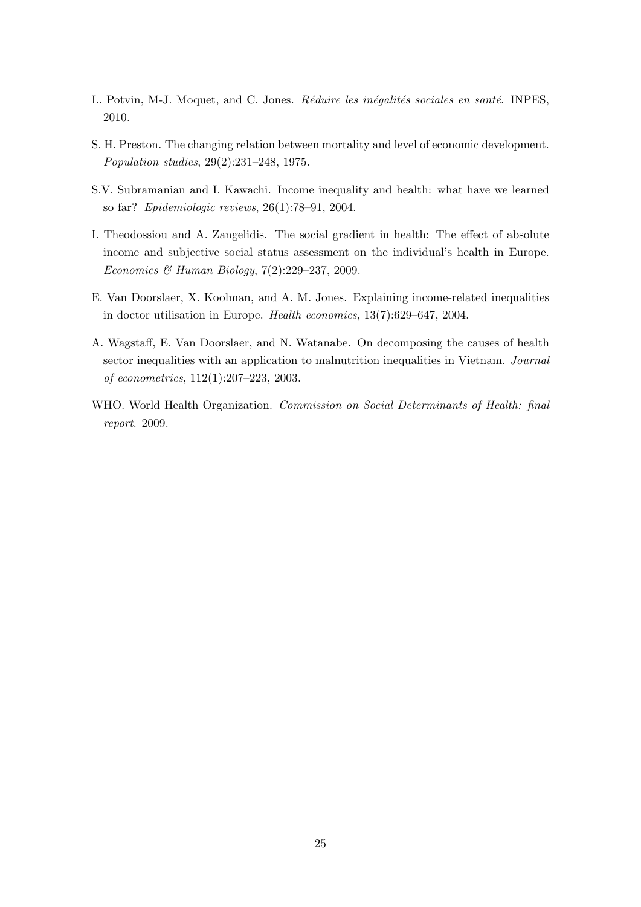L. Potvin, M-J. Moquet, and C. Jones. *Réduire les inégalités sociales en santé*. INPES, 2010.

S. H. Preston. The changing relation between mortality and level of economic development. *Population studies*, 29(2):231–248, 1975.

S.V. Subramanian and I. Kawachi. Income inequality and health: what have we learned so far? *Epidemiologic reviews*, 26(1):78–91, 2004.

I. Theodossiou and A. Zangelidis. The social gradient in health: The effect of absolute income and subjective social status assessment on the individual's health in Europe. *Economics & Human Biology*, 7(2):229–237, 2009.

E. Van Doorslaer, X. Koolman, and A. M. Jones. Explaining income-related inequalities in doctor utilisation in Europe. *Health economics*, 13(7):629–647, 2004.

A. Wagstaff, E. Van Doorslaer, and N. Watanabe. On decomposing the causes of health sector inequalities with an application to malnutrition inequalities in Vietnam. *Journal of econometrics*, 112(1):207–223, 2003.

WHO. World Health Organization. *Commission on Social Determinants of Health: final report*. 2009.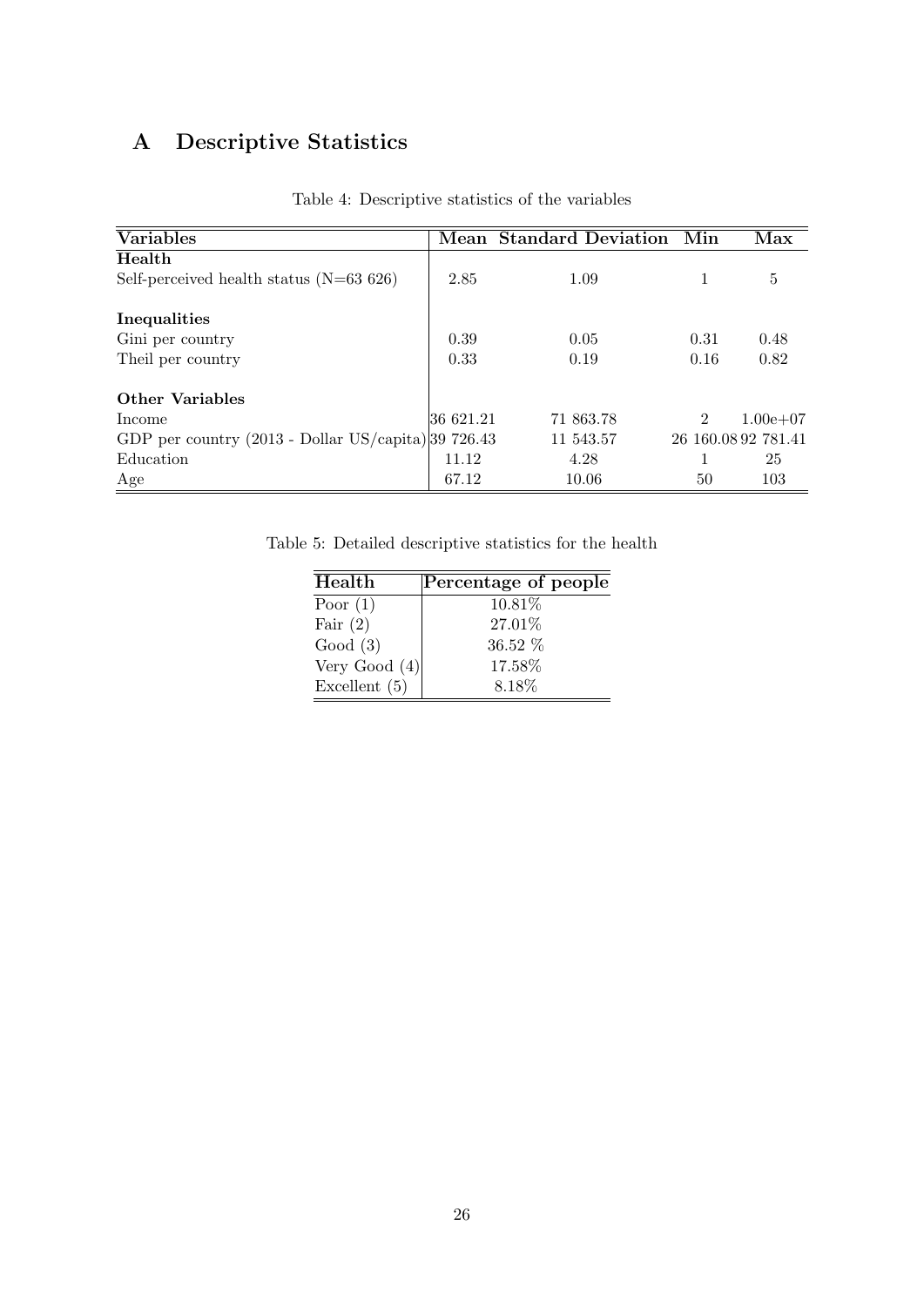# A Descriptive Statistics

Table 4: Descriptive statistics of the variables

| Variables | Mean | Standard Deviation | Min | Max |
|---|---|---|---|---|
| **Health** | | | | |
| Self-perceived health status (N=63 626) | 2.85 | 1.09 | 1 | 5 |
| **Inequalities** | | | | |
| Gini per country | 0.39 | 0.05 | 0.31 | 0.48 |
| Theil per country | 0.33 | 0.19 | 0.16 | 0.82 |
| **Other Variables** | | | | |
| Income | 36 621.21 | 71 863.78 | 2 | 1.00e+07 |
| GDP per country (2013 - Dollar US/capita) | 39 726.43 | 11 543.57 | 26 160.08 | 92 781.41 |
| Education | 11.12 | 4.28 | 1 | 25 |
| Age | 67.12 | 10.06 | 50 | 103 |

Table 5: Detailed descriptive statistics for the health

| Health | Percentage of people |
|---|---|
| Poor (1) | 10.81% |
| Fair (2) | 27.01% |
| Good (3) | 36.52 % |
| Very Good (4) | 17.58% |
| Excellent (5) | 8.18% |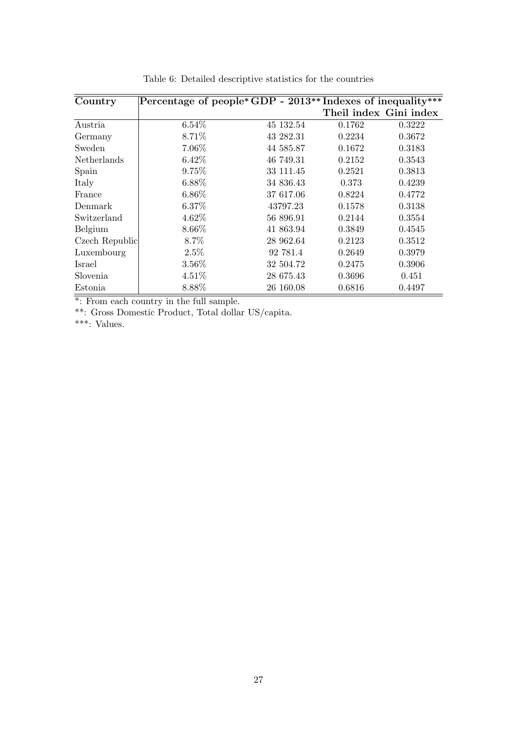Table 6: Detailed descriptive statistics for the countries

| Country | Percentage of people* | GDP - 2013** | Indexes of inequality*** | |
|---|---|---|---|---|
| | | | Theil index | Gini index |
| Austria | 6.54% | 45 132.54 | 0.1762 | 0.3222 |
| Germany | 8.71% | 43 282.31 | 0.2234 | 0.3672 |
| Sweden | 7.06% | 44 585.87 | 0.1672 | 0.3183 |
| Netherlands | 6.42% | 46 749.31 | 0.2152 | 0.3543 |
| Spain | 9.75% | 33 111.45 | 0.2521 | 0.3813 |
| Italy | 6.88% | 34 836.43 | 0.373 | 0.4239 |
| France | 6.86% | 37 617.06 | 0.8224 | 0.4772 |
| Denmark | 6.37% | 43797.23 | 0.1578 | 0.3138 |
| Switzerland | 4.62% | 56 896.91 | 0.2144 | 0.3554 |
| Belgium | 8.66% | 41 863.94 | 0.3849 | 0.4545 |
| Czech Republic | 8.7% | 28 962.64 | 0.2123 | 0.3512 |
| Luxembourg | 2.5% | 92 781.4 | 0.2649 | 0.3979 |
| Israel | 3.56% | 32 504.72 | 0.2475 | 0.3906 |
| Slovenia | 4.51% | 28 675.43 | 0.3696 | 0.451 |
| Estonia | 8.88% | 26 160.08 | 0.6816 | 0.4497 |

*: From each country in the full sample.

**: Gross Domestic Product, Total dollar US/capita.

***: Values.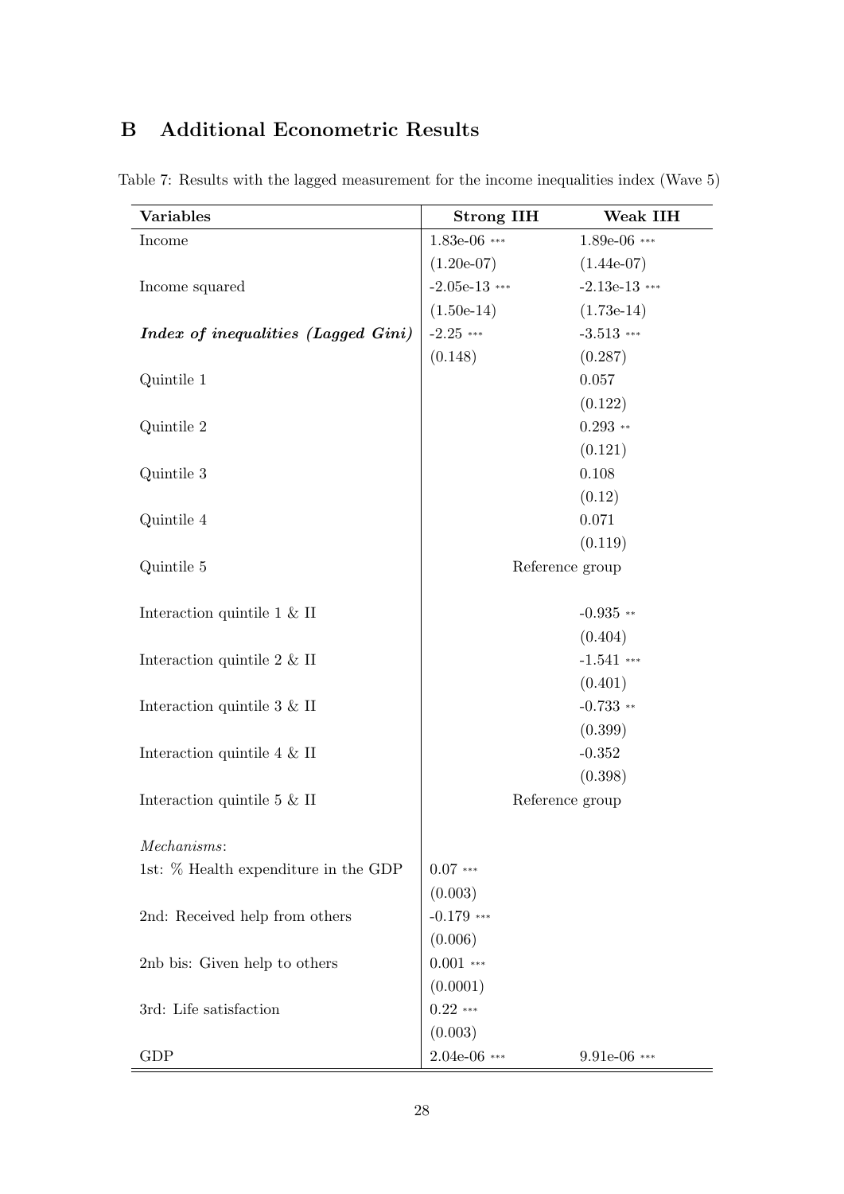# B Additional Econometric Results

Table 7: Results with the lagged measurement for the income inequalities index (Wave 5)

| Variables | Strong IIH | Weak IIH |
|---|---|---|
| Income | 1.83e-06 *** | 1.89e-06 *** |
| | (1.20e-07) | (1.44e-07) |
| Income squared | -2.05e-13 *** | -2.13e-13 *** |
| | (1.50e-14) | (1.73e-14) |
| ***Index of inequalities (Lagged Gini)*** | -2.25 *** | -3.513 *** |
| | (0.148) | (0.287) |
| Quintile 1 | | 0.057 |
| | | (0.122) |
| Quintile 2 | | 0.293 ** |
| | | (0.121) |
| Quintile 3 | | 0.108 |
| | | (0.12) |
| Quintile 4 | | 0.071 |
| | | (0.119) |
| Quintile 5 | Reference group | |
| Interaction quintile 1 & II | | -0.935 ** |
| | | (0.404) |
| Interaction quintile 2 & II | | -1.541 *** |
| | | (0.401) |
| Interaction quintile 3 & II | | -0.733 ** |
| | | (0.399) |
| Interaction quintile 4 & II | | -0.352 |
| | | (0.398) |
| Interaction quintile 5 & II | Reference group | |
| *Mechanisms*: | | |
| 1st: % Health expenditure in the GDP | 0.07 *** | |
| | (0.003) | |
| 2nd: Received help from others | -0.179 *** | |
| | (0.006) | |
| 2nb bis: Given help to others | 0.001 *** | |
| | (0.0001) | |
| 3rd: Life satisfaction | 0.22 *** | |
| | (0.003) | |
| GDP | 2.04e-06 *** | 9.91e-06 *** |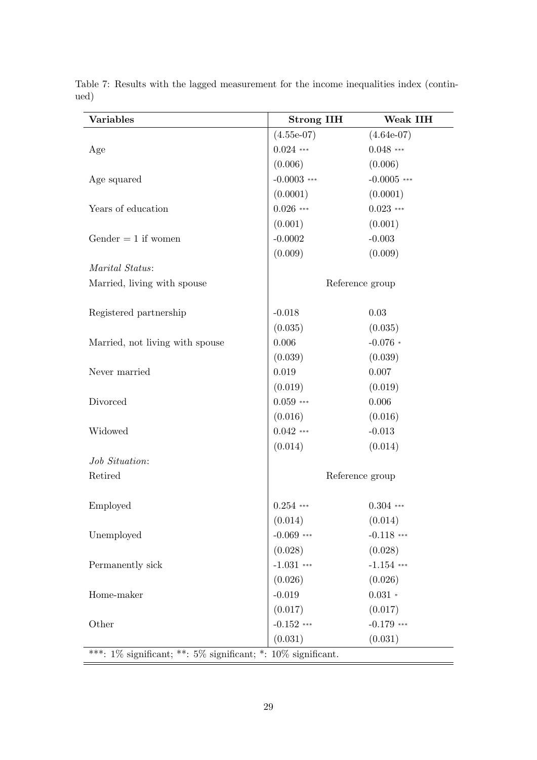Table 7: Results with the lagged measurement for the income inequalities index (continued)

| **Variables** | **Strong IIH** | **Weak IIH** |
|---|---|---|
| | (4.55e-07) | (4.64e-07) |
| Age | 0.024 *** | 0.048 *** |
| | (0.006) | (0.006) |
| Age squared | -0.0003 *** | -0.0005 *** |
| | (0.0001) | (0.0001) |
| Years of education | 0.026 *** | 0.023 *** |
| | (0.001) | (0.001) |
| Gender = 1 if women | -0.0002 | -0.003 |
| | (0.009) | (0.009) |
| *Marital Status*: | | |
| Married, living with spouse | Reference group | |
| Registered partnership | -0.018 | 0.03 |
| | (0.035) | (0.035) |
| Married, not living with spouse | 0.006 | -0.076 * |
| | (0.039) | (0.039) |
| Never married | 0.019 | 0.007 |
| | (0.019) | (0.019) |
| Divorced | 0.059 *** | 0.006 |
| | (0.016) | (0.016) |
| Widowed | 0.042 *** | -0.013 |
| | (0.014) | (0.014) |
| *Job Situation*: | | |
| Retired | Reference group | |
| Employed | 0.254 *** | 0.304 *** |
| | (0.014) | (0.014) |
| Unemployed | -0.069 *** | -0.118 *** |
| | (0.028) | (0.028) |
| Permanently sick | -1.031 *** | -1.154 *** |
| | (0.026) | (0.026) |
| Home-maker | -0.019 | 0.031 * |
| | (0.017) | (0.017) |
| Other | -0.152 *** | -0.179 *** |
| | (0.031) | (0.031) |

***: 1% significant; **: 5% significant; *: 10% significant.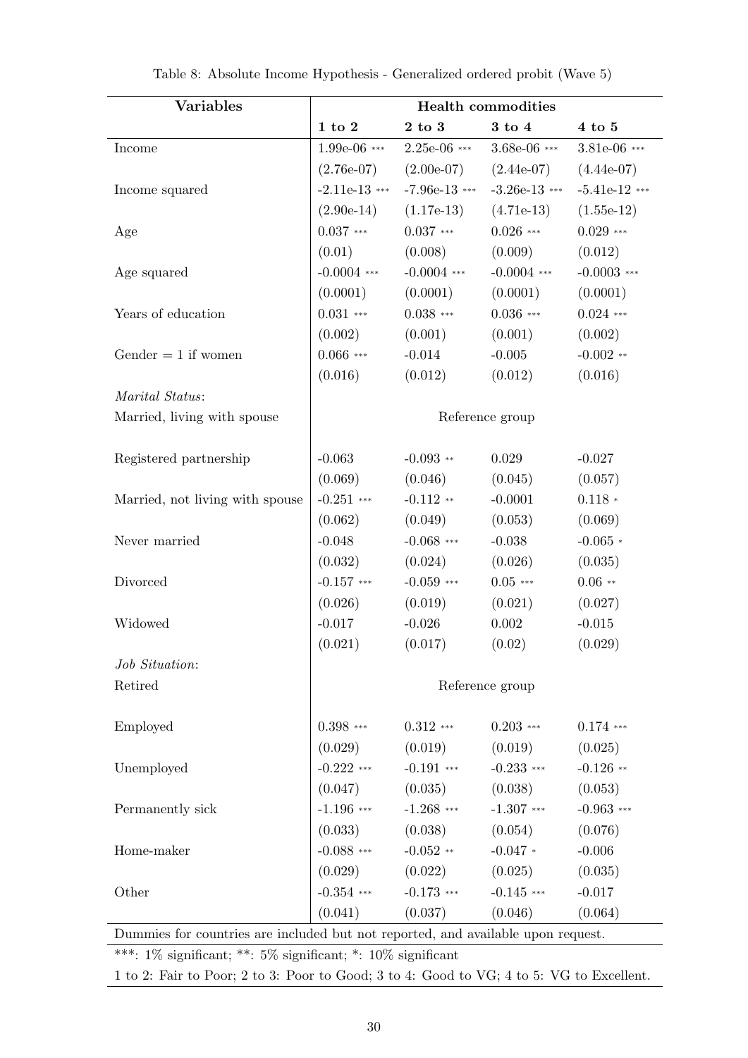Table 8: Absolute Income Hypothesis - Generalized ordered probit (Wave 5)

| **Variables** | **Health commodities** | | | |
|---|---|---|---|---|
| | **1 to 2** | **2 to 3** | **3 to 4** | **4 to 5** |
| Income | 1.99e-06 *** | 2.25e-06 *** | 3.68e-06 *** | 3.81e-06 *** |
| | (2.76e-07) | (2.00e-07) | (2.44e-07) | (4.44e-07) |
| Income squared | -2.11e-13 *** | -7.96e-13 *** | -3.26e-13 *** | -5.41e-12 *** |
| | (2.90e-14) | (1.17e-13) | (4.71e-13) | (1.55e-12) |
| Age | 0.037 *** | 0.037 *** | 0.026 *** | 0.029 *** |
| | (0.01) | (0.008) | (0.009) | (0.012) |
| Age squared | -0.0004 *** | -0.0004 *** | -0.0004 *** | -0.0003 *** |
| | (0.0001) | (0.0001) | (0.0001) | (0.0001) |
| Years of education | 0.031 *** | 0.038 *** | 0.036 *** | 0.024 *** |
| | (0.002) | (0.001) | (0.001) | (0.002) |
| Gender = 1 if women | 0.066 *** | -0.014 | -0.005 | -0.002 ** |
| | (0.016) | (0.012) | (0.012) | (0.016) |
| *Marital Status*: | | | | |
| Married, living with spouse | Reference group | | | |
| Registered partnership | -0.063 | -0.093 ** | 0.029 | -0.027 |
| | (0.069) | (0.046) | (0.045) | (0.057) |
| Married, not living with spouse | -0.251 *** | -0.112 ** | -0.0001 | 0.118 * |
| | (0.062) | (0.049) | (0.053) | (0.069) |
| Never married | -0.048 | -0.068 *** | -0.038 | -0.065 * |
| | (0.032) | (0.024) | (0.026) | (0.035) |
| Divorced | -0.157 *** | -0.059 *** | 0.05 *** | 0.06 ** |
| | (0.026) | (0.019) | (0.021) | (0.027) |
| Widowed | -0.017 | -0.026 | 0.002 | -0.015 |
| | (0.021) | (0.017) | (0.02) | (0.029) |
| *Job Situation*: | | | | |
| Retired | Reference group | | | |
| Employed | 0.398 *** | 0.312 *** | 0.203 *** | 0.174 *** |
| | (0.029) | (0.019) | (0.019) | (0.025) |
| Unemployed | -0.222 *** | -0.191 *** | -0.233 *** | -0.126 ** |
| | (0.047) | (0.035) | (0.038) | (0.053) |
| Permanently sick | -1.196 *** | -1.268 *** | -1.307 *** | -0.963 *** |
| | (0.033) | (0.038) | (0.054) | (0.076) |
| Home-maker | -0.088 *** | -0.052 ** | -0.047 * | -0.006 |
| | (0.029) | (0.022) | (0.025) | (0.035) |
| Other | -0.354 *** | -0.173 *** | -0.145 *** | -0.017 |
| | (0.041) | (0.037) | (0.046) | (0.064) |

Dummies for countries are included but not reported, and available upon request.

***: 1% significant; **: 5% significant; *: 10% significant

1 to 2: Fair to Poor; 2 to 3: Poor to Good; 3 to 4: Good to VG; 4 to 5: VG to Excellent.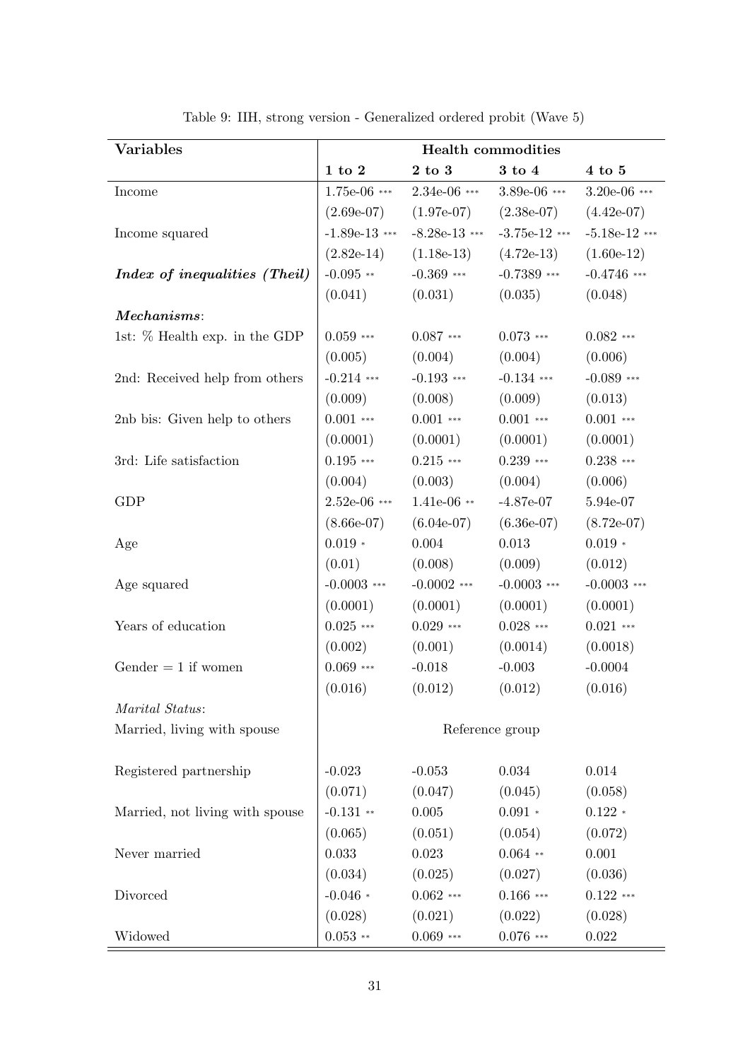Table 9: IIH, strong version - Generalized ordered probit (Wave 5)

| Variables | Health commodities | | | |
|---|---|---|---|---|
| | **1 to 2** | **2 to 3** | **3 to 4** | **4 to 5** |
| Income | 1.75e-06 *** | 2.34e-06 *** | 3.89e-06 *** | 3.20e-06 *** |
| | (2.69e-07) | (1.97e-07) | (2.38e-07) | (4.42e-07) |
| Income squared | -1.89e-13 *** | -8.28e-13 *** | -3.75e-12 *** | -5.18e-12 *** |
| | (2.82e-14) | (1.18e-13) | (4.72e-13) | (1.60e-12) |
| ***Index of inequalities (Theil)*** | -0.095 ** | -0.369 *** | -0.7389 *** | -0.4746 *** |
| | (0.041) | (0.031) | (0.035) | (0.048) |
| ***Mechanisms***: | | | | |
| 1st: % Health exp. in the GDP | 0.059 *** | 0.087 *** | 0.073 *** | 0.082 *** |
| | (0.005) | (0.004) | (0.004) | (0.006) |
| 2nd: Received help from others | -0.214 *** | -0.193 *** | -0.134 *** | -0.089 *** |
| | (0.009) | (0.008) | (0.009) | (0.013) |
| 2nb bis: Given help to others | 0.001 *** | 0.001 *** | 0.001 *** | 0.001 *** |
| | (0.0001) | (0.0001) | (0.0001) | (0.0001) |
| 3rd: Life satisfaction | 0.195 *** | 0.215 *** | 0.239 *** | 0.238 *** |
| | (0.004) | (0.003) | (0.004) | (0.006) |
| GDP | 2.52e-06 *** | 1.41e-06 ** | -4.87e-07 | 5.94e-07 |
| | (8.66e-07) | (6.04e-07) | (6.36e-07) | (8.72e-07) |
| Age | 0.019 * | 0.004 | 0.013 | 0.019 * |
| | (0.01) | (0.008) | (0.009) | (0.012) |
| Age squared | -0.0003 *** | -0.0002 *** | -0.0003 *** | -0.0003 *** |
| | (0.0001) | (0.0001) | (0.0001) | (0.0001) |
| Years of education | 0.025 *** | 0.029 *** | 0.028 *** | 0.021 *** |
| | (0.002) | (0.001) | (0.0014) | (0.0018) |
| Gender = 1 if women | 0.069 *** | -0.018 | -0.003 | -0.0004 |
| | (0.016) | (0.012) | (0.012) | (0.016) |
| *Marital Status*: | | | | |
| Married, living with spouse | Reference group | | | |
| Registered partnership | -0.023 | -0.053 | 0.034 | 0.014 |
| | (0.071) | (0.047) | (0.045) | (0.058) |
| Married, not living with spouse | -0.131 ** | 0.005 | 0.091 * | 0.122 * |
| | (0.065) | (0.051) | (0.054) | (0.072) |
| Never married | 0.033 | 0.023 | 0.064 ** | 0.001 |
| | (0.034) | (0.025) | (0.027) | (0.036) |
| Divorced | -0.046 * | 0.062 *** | 0.166 *** | 0.122 *** |
| | (0.028) | (0.021) | (0.022) | (0.028) |
| Widowed | 0.053 ** | 0.069 *** | 0.076 *** | 0.022 |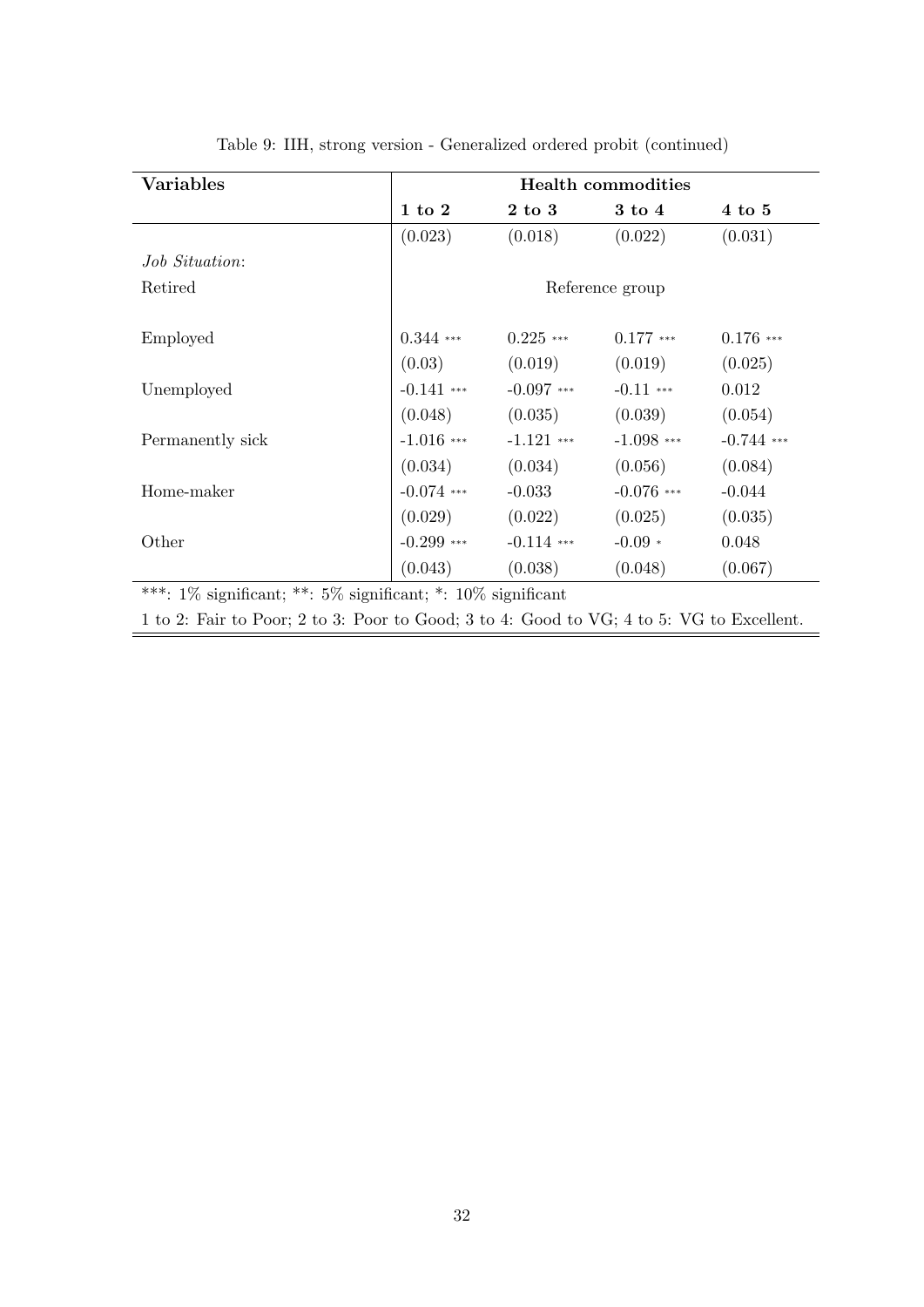Table 9: IIH, strong version - Generalized ordered probit (continued)

| **Variables** | **Health commodities** | | | |
|---|---|---|---|---|
| | **1 to 2** | **2 to 3** | **3 to 4** | **4 to 5** |
| | (0.023) | (0.018) | (0.022) | (0.031) |
| *Job Situation*: | | | | |
| Retired | Reference group | | | |
| Employed | 0.344 *** | 0.225 *** | 0.177 *** | 0.176 *** |
| | (0.03) | (0.019) | (0.019) | (0.025) |
| Unemployed | -0.141 *** | -0.097 *** | -0.11 *** | 0.012 |
| | (0.048) | (0.035) | (0.039) | (0.054) |
| Permanently sick | -1.016 *** | -1.121 *** | -1.098 *** | -0.744 *** |
| | (0.034) | (0.034) | (0.056) | (0.084) |
| Home-maker | -0.074 *** | -0.033 | -0.076 *** | -0.044 |
| | (0.029) | (0.022) | (0.025) | (0.035) |
| Other | -0.299 *** | -0.114 *** | -0.09 * | 0.048 |
| | (0.043) | (0.038) | (0.048) | (0.067) |

***: 1% significant; **: 5% significant; *: 10% significant

1 to 2: Fair to Poor; 2 to 3: Poor to Good; 3 to 4: Good to VG; 4 to 5: VG to Excellent.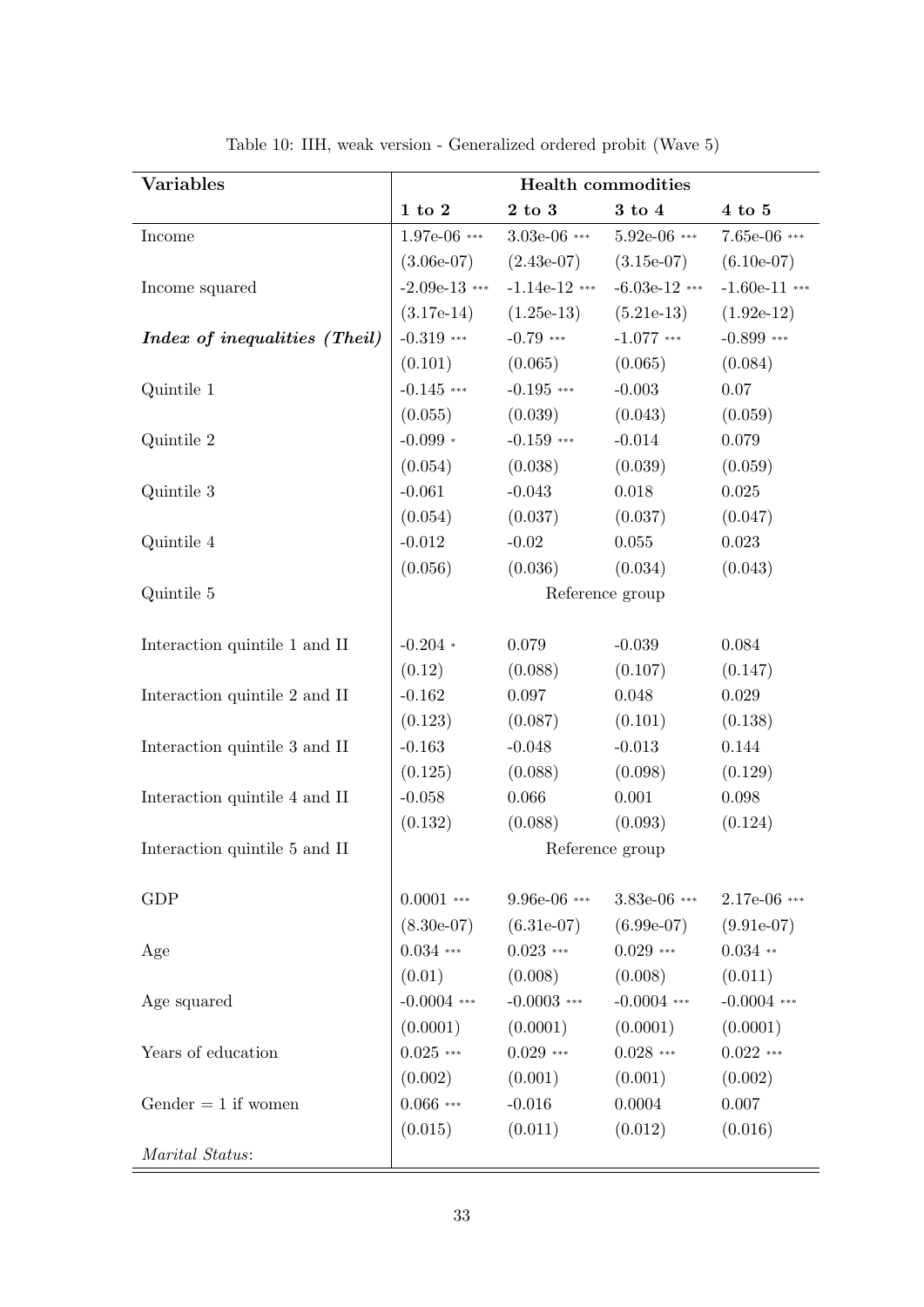Table 10: IIH, weak version - Generalized ordered probit (Wave 5)

| **Variables** | **Health commodities** | | | |
|---|---|---|---|---|
| | **1 to 2** | **2 to 3** | **3 to 4** | **4 to 5** |
| Income | 1.97e-06 *** | 3.03e-06 *** | 5.92e-06 *** | 7.65e-06 *** |
| | (3.06e-07) | (2.43e-07) | (3.15e-07) | (6.10e-07) |
| Income squared | -2.09e-13 *** | -1.14e-12 *** | -6.03e-12 *** | -1.60e-11 *** |
| | (3.17e-14) | (1.25e-13) | (5.21e-13) | (1.92e-12) |
| ***Index of inequalities (Theil)*** | -0.319 *** | -0.79 *** | -1.077 *** | -0.899 *** |
| | (0.101) | (0.065) | (0.065) | (0.084) |
| Quintile 1 | -0.145 *** | -0.195 *** | -0.003 | 0.07 |
| | (0.055) | (0.039) | (0.043) | (0.059) |
| Quintile 2 | -0.099 * | -0.159 *** | -0.014 | 0.079 |
| | (0.054) | (0.038) | (0.039) | (0.059) |
| Quintile 3 | -0.061 | -0.043 | 0.018 | 0.025 |
| | (0.054) | (0.037) | (0.037) | (0.047) |
| Quintile 4 | -0.012 | -0.02 | 0.055 | 0.023 |
| | (0.056) | (0.036) | (0.034) | (0.043) |
| Quintile 5 | Reference group | | | |
| Interaction quintile 1 and II | -0.204 * | 0.079 | -0.039 | 0.084 |
| | (0.12) | (0.088) | (0.107) | (0.147) |
| Interaction quintile 2 and II | -0.162 | 0.097 | 0.048 | 0.029 |
| | (0.123) | (0.087) | (0.101) | (0.138) |
| Interaction quintile 3 and II | -0.163 | -0.048 | -0.013 | 0.144 |
| | (0.125) | (0.088) | (0.098) | (0.129) |
| Interaction quintile 4 and II | -0.058 | 0.066 | 0.001 | 0.098 |
| | (0.132) | (0.088) | (0.093) | (0.124) |
| Interaction quintile 5 and II | Reference group | | | |
| GDP | 0.0001 *** | 9.96e-06 *** | 3.83e-06 *** | 2.17e-06 *** |
| | (8.30e-07) | (6.31e-07) | (6.99e-07) | (9.91e-07) |
| Age | 0.034 *** | 0.023 *** | 0.029 *** | 0.034 ** |
| | (0.01) | (0.008) | (0.008) | (0.011) |
| Age squared | -0.0004 *** | -0.0003 *** | -0.0004 *** | -0.0004 *** |
| | (0.0001) | (0.0001) | (0.0001) | (0.0001) |
| Years of education | 0.025 *** | 0.029 *** | 0.028 *** | 0.022 *** |
| | (0.002) | (0.001) | (0.001) | (0.002) |
| Gender = 1 if women | 0.066 *** | -0.016 | 0.0004 | 0.007 |
| | (0.015) | (0.011) | (0.012) | (0.016) |
| *Marital Status*: | | | | |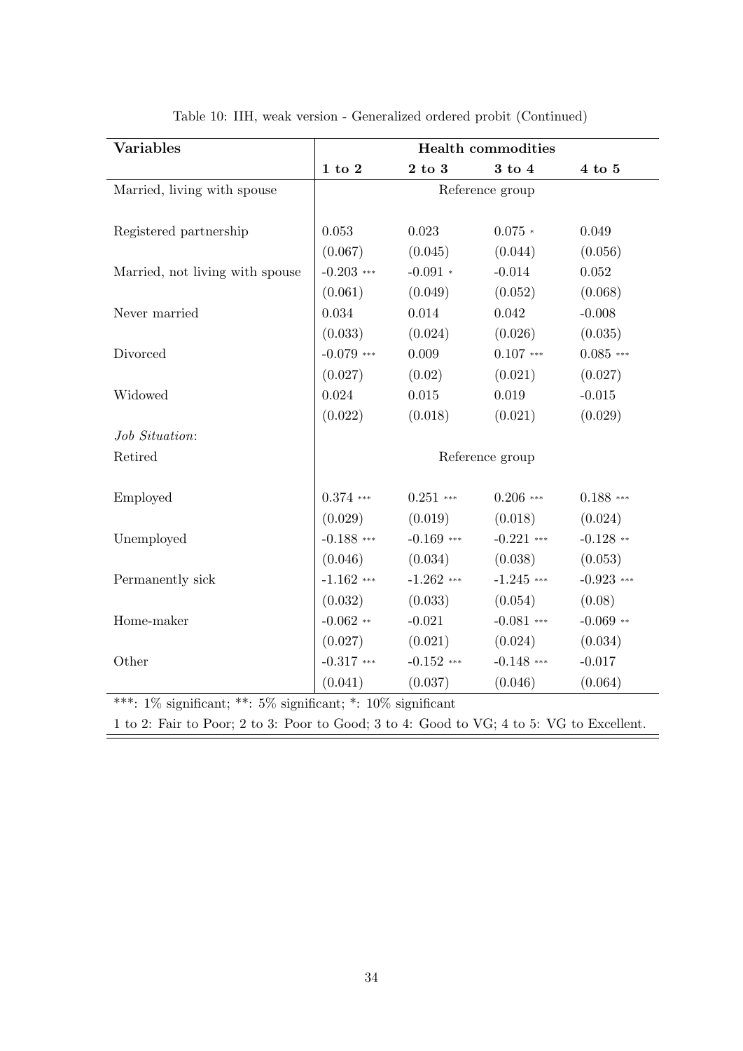Table 10: IIH, weak version - Generalized ordered probit (Continued)

| **Variables** | **Health commodities** | | | |
|---|---|---|---|---|
| | **1 to 2** | **2 to 3** | **3 to 4** | **4 to 5** |
| Married, living with spouse | Reference group | | | |
| Registered partnership | 0.053 | 0.023 | 0.075 * | 0.049 |
| | (0.067) | (0.045) | (0.044) | (0.056) |
| Married, not living with spouse | -0.203 *** | -0.091 * | -0.014 | 0.052 |
| | (0.061) | (0.049) | (0.052) | (0.068) |
| Never married | 0.034 | 0.014 | 0.042 | -0.008 |
| | (0.033) | (0.024) | (0.026) | (0.035) |
| Divorced | -0.079 *** | 0.009 | 0.107 *** | 0.085 *** |
| | (0.027) | (0.02) | (0.021) | (0.027) |
| Widowed | 0.024 | 0.015 | 0.019 | -0.015 |
| | (0.022) | (0.018) | (0.021) | (0.029) |
| *Job Situation*: | | | | |
| Retired | Reference group | | | |
| Employed | 0.374 *** | 0.251 *** | 0.206 *** | 0.188 *** |
| | (0.029) | (0.019) | (0.018) | (0.024) |
| Unemployed | -0.188 *** | -0.169 *** | -0.221 *** | -0.128 ** |
| | (0.046) | (0.034) | (0.038) | (0.053) |
| Permanently sick | -1.162 *** | -1.262 *** | -1.245 *** | -0.923 *** |
| | (0.032) | (0.033) | (0.054) | (0.08) |
| Home-maker | -0.062 ** | -0.021 | -0.081 *** | -0.069 ** |
| | (0.027) | (0.021) | (0.024) | (0.034) |
| Other | -0.317 *** | -0.152 *** | -0.148 *** | -0.017 |
| | (0.041) | (0.037) | (0.046) | (0.064) |

***: 1% significant; **: 5% significant; *: 10% significant

1 to 2: Fair to Poor; 2 to 3: Poor to Good; 3 to 4: Good to VG; 4 to 5: VG to Excellent.